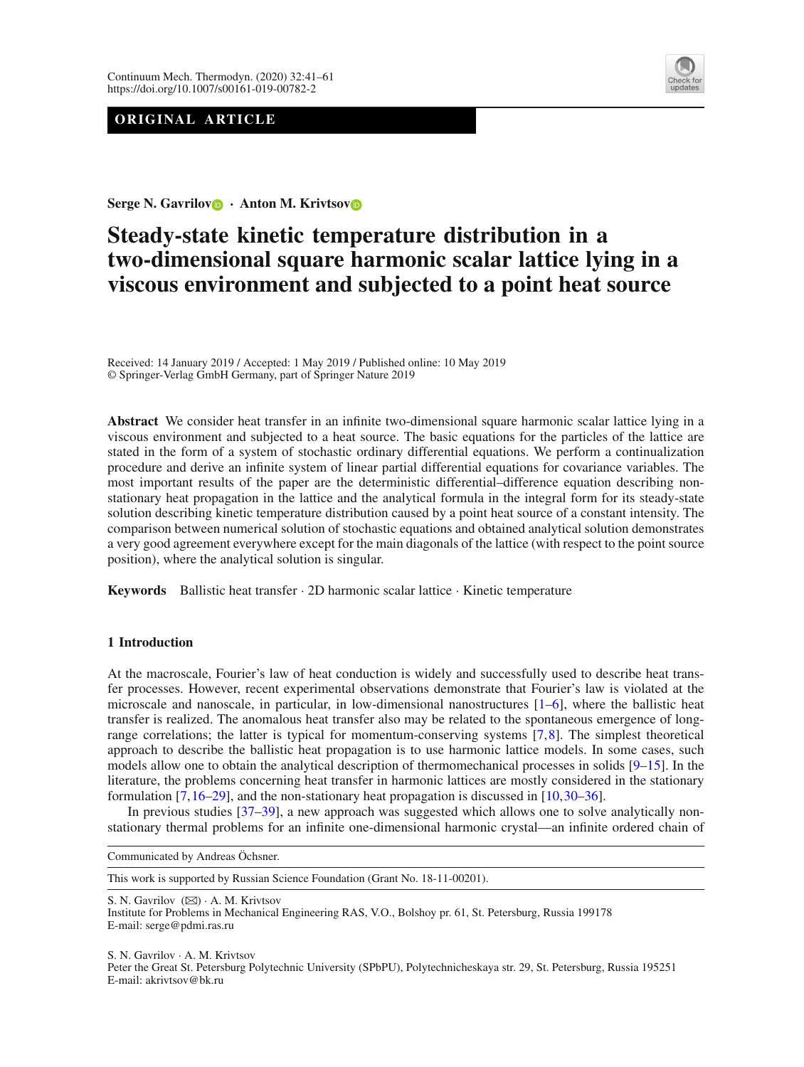**ORIGINAL ARTICLE**

**Serge N. Gavrilov · Anton M. Krivtsov**

# Steady-state kinetic temperature distribution in a two-dimensional square harmonic scalar lattice lying in a viscous environment and subjected to a point heat source

Received: 14 January 2019 / Accepted: 1 May 2019 / Published online: 10 May 2019
© Springer-Verlag GmbH Germany, part of Springer Nature 2019

**Abstract** We consider heat transfer in an infinite two-dimensional square harmonic scalar lattice lying in a viscous environment and subjected to a heat source. The basic equations for the particles of the lattice are stated in the form of a system of stochastic ordinary differential equations. We perform a continualization procedure and derive an infinite system of linear partial differential equations for covariance variables. The most important results of the paper are the deterministic differential–difference equation describing non-stationary heat propagation in the lattice and the analytical formula in the integral form for its steady-state solution describing kinetic temperature distribution caused by a point heat source of a constant intensity. The comparison between numerical solution of stochastic equations and obtained analytical solution demonstrates a very good agreement everywhere except for the main diagonals of the lattice (with respect to the point source position), where the analytical solution is singular.

**Keywords** Ballistic heat transfer · 2D harmonic scalar lattice · Kinetic temperature

## 1 Introduction

At the macroscale, Fourier's law of heat conduction is widely and successfully used to describe heat transfer processes. However, recent experimental observations demonstrate that Fourier's law is violated at the microscale and nanoscale, in particular, in low-dimensional nanostructures [1–6], where the ballistic heat transfer is realized. The anomalous heat transfer also may be related to the spontaneous emergence of long-range correlations; the latter is typical for momentum-conserving systems [7,8]. The simplest theoretical approach to describe the ballistic heat propagation is to use harmonic lattice models. In some cases, such models allow one to obtain the analytical description of thermomechanical processes in solids [9–15]. In the literature, the problems concerning heat transfer in harmonic lattices are mostly considered in the stationary formulation [7,16–29], and the non-stationary heat propagation is discussed in [10,30–36].

In previous studies [37–39], a new approach was suggested which allows one to solve analytically non-stationary thermal problems for an infinite one-dimensional harmonic crystal—an infinite ordered chain of

---

Communicated by Andreas Öchsner.

This work is supported by Russian Science Foundation (Grant No. 18-11-00201).

S. N. Gavrilov (✉) · A. M. Krivtsov
Institute for Problems in Mechanical Engineering RAS, V.O., Bolshoy pr. 61, St. Petersburg, Russia 199178
E-mail: serge@pdmi.ras.ru

S. N. Gavrilov · A. M. Krivtsov
Peter the Great St. Petersburg Polytechnic University (SPbPU), Polytechnicheskaya str. 29, St. Petersburg, Russia 195251
E-mail: akrivtsov@bk.ru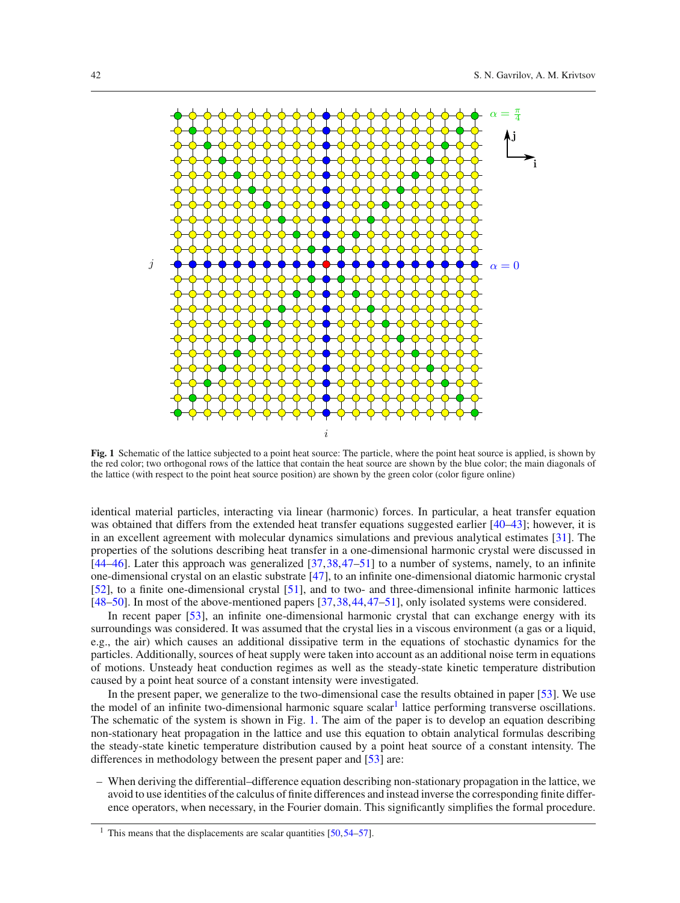**Fig. 1** Schematic of the lattice subjected to a point heat source: The particle, where the point heat source is applied, is shown by the red color; two orthogonal rows of the lattice that contain the heat source are shown by the blue color; the main diagonals of the lattice (with respect to the point heat source position) are shown by the green color (color figure online)

identical material particles, interacting via linear (harmonic) forces. In particular, a heat transfer equation was obtained that differs from the extended heat transfer equations suggested earlier [40–43]; however, it is in an excellent agreement with molecular dynamics simulations and previous analytical estimates [31]. The properties of the solutions describing heat transfer in a one-dimensional harmonic crystal were discussed in [44–46]. Later this approach was generalized [37,38,47–51] to a number of systems, namely, to an infinite one-dimensional crystal on an elastic substrate [47], to an infinite one-dimensional diatomic harmonic crystal [52], to a finite one-dimensional crystal [51], and to two- and three-dimensional infinite harmonic lattices [48–50]. In most of the above-mentioned papers [37,38,44,47–51], only isolated systems were considered.

In recent paper [53], an infinite one-dimensional harmonic crystal that can exchange energy with its surroundings was considered. It was assumed that the crystal lies in a viscous environment (a gas or a liquid, e.g., the air) which causes an additional dissipative term in the equations of stochastic dynamics for the particles. Additionally, sources of heat supply were taken into account as an additional noise term in equations of motions. Unsteady heat conduction regimes as well as the steady-state kinetic temperature distribution caused by a point heat source of a constant intensity were investigated.

In the present paper, we generalize to the two-dimensional case the results obtained in paper [53]. We use the model of an infinite two-dimensional harmonic square scalar[1] lattice performing transverse oscillations. The schematic of the system is shown in Fig. 1. The aim of the paper is to develop an equation describing non-stationary heat propagation in the lattice and use this equation to obtain analytical formulas describing the steady-state kinetic temperature distribution caused by a point heat source of a constant intensity. The differences in methodology between the present paper and [53] are:

– When deriving the differential–difference equation describing non-stationary propagation in the lattice, we avoid to use identities of the calculus of finite differences and instead inverse the corresponding finite difference operators, when necessary, in the Fourier domain. This significantly simplifies the formal procedure.

[1] This means that the displacements are scalar quantities [50,54–57].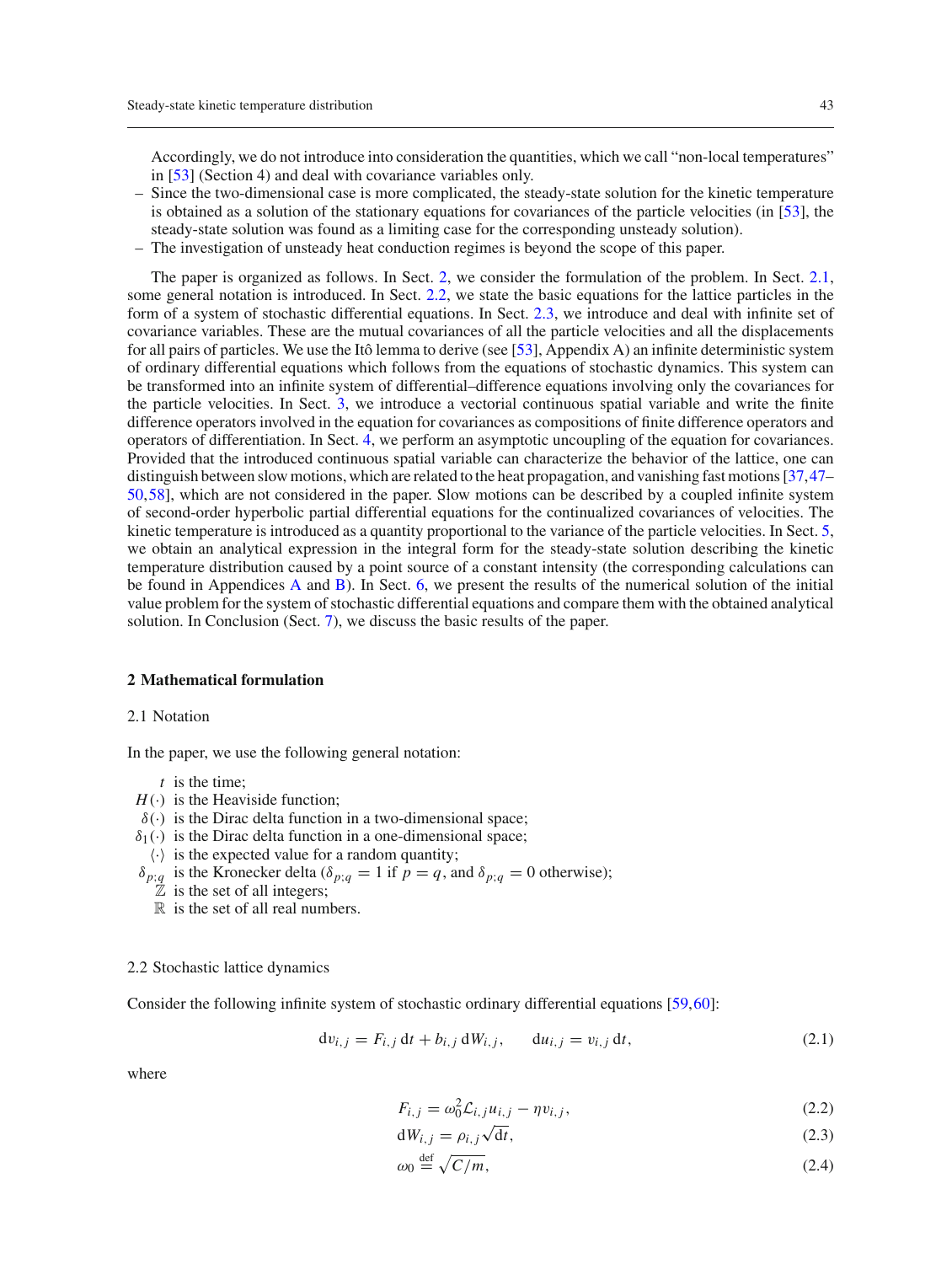Accordingly, we do not introduce into consideration the quantities, which we call "non-local temperatures" in [53] (Section 4) and deal with covariance variables only.

- Since the two-dimensional case is more complicated, the steady-state solution for the kinetic temperature is obtained as a solution of the stationary equations for covariances of the particle velocities (in [53], the steady-state solution was found as a limiting case for the corresponding unsteady solution).
- The investigation of unsteady heat conduction regimes is beyond the scope of this paper.

The paper is organized as follows. In Sect. 2, we consider the formulation of the problem. In Sect. 2.1, some general notation is introduced. In Sect. 2.2, we state the basic equations for the lattice particles in the form of a system of stochastic differential equations. In Sect. 2.3, we introduce and deal with infinite set of covariance variables. These are the mutual covariances of all the particle velocities and all the displacements for all pairs of particles. We use the Itô lemma to derive (see [53], Appendix A) an infinite deterministic system of ordinary differential equations which follows from the equations of stochastic dynamics. This system can be transformed into an infinite system of differential–difference equations involving only the covariances for the particle velocities. In Sect. 3, we introduce a vectorial continuous spatial variable and write the finite difference operators involved in the equation for covariances as compositions of finite difference operators and operators of differentiation. In Sect. 4, we perform an asymptotic uncoupling of the equation for covariances. Provided that the introduced continuous spatial variable can characterize the behavior of the lattice, one can distinguish between slow motions, which are related to the heat propagation, and vanishing fast motions [37,47–50,58], which are not considered in the paper. Slow motions can be described by a coupled infinite system of second-order hyperbolic partial differential equations for the continualized covariances of velocities. The kinetic temperature is introduced as a quantity proportional to the variance of the particle velocities. In Sect. 5, we obtain an analytical expression in the integral form for the steady-state solution describing the kinetic temperature distribution caused by a point source of a constant intensity (the corresponding calculations can be found in Appendices A and B). In Sect. 6, we present the results of the numerical solution of the initial value problem for the system of stochastic differential equations and compare them with the obtained analytical solution. In Conclusion (Sect. 7), we discuss the basic results of the paper.

## 2 Mathematical formulation

### 2.1 Notation

In the paper, we use the following general notation:

- $t$ is the time;
- $H(\cdot)$ is the Heaviside function;
- $\delta(\cdot)$ is the Dirac delta function in a two-dimensional space;
- $\delta_1(\cdot)$ is the Dirac delta function in a one-dimensional space;
- $\langle\cdot\rangle$ is the expected value for a random quantity;
- $\delta_{p;q}$ is the Kronecker delta ($\delta_{p;q} = 1$ if $p = q$, and $\delta_{p;q} = 0$ otherwise);
- $\mathbb{Z}$ is the set of all integers;
- $\mathbb{R}$ is the set of all real numbers.

### 2.2 Stochastic lattice dynamics

Consider the following infinite system of stochastic ordinary differential equations [59,60]:

$$\mathrm{d}v_{i,j} = F_{i,j}\,\mathrm{d}t + b_{i,j}\,\mathrm{d}W_{i,j}, \qquad \mathrm{d}u_{i,j} = v_{i,j}\,\mathrm{d}t, \tag{2.1}$$

where

$$F_{i,j} = \omega_0^2 \mathcal{L}_{i,j} u_{i,j} - \eta v_{i,j}, \tag{2.2}$$

$$\mathrm{d}W_{i,j} = \rho_{i,j}\sqrt{\mathrm{d}t}, \tag{2.3}$$

$$\omega_0 \overset{\text{def}}{=} \sqrt{C/m}, \tag{2.4}$$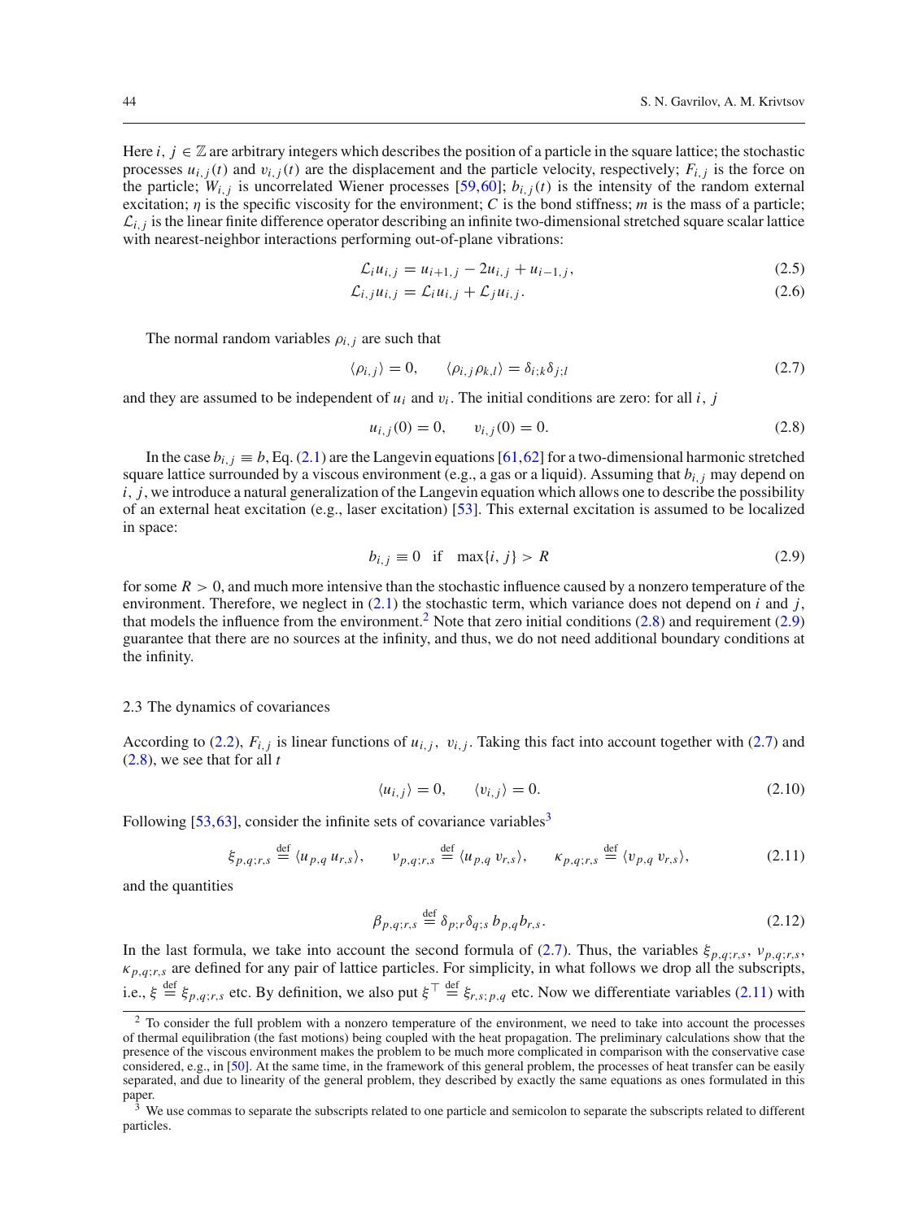Here $i,\ j \in \mathbb{Z}$ are arbitrary integers which describes the position of a particle in the square lattice; the stochastic processes $u_{i,j}(t)$ and $v_{i,j}(t)$ are the displacement and the particle velocity, respectively; $F_{i,j}$ is the force on the particle; $W_{i,j}$ is uncorrelated Wiener processes [59,60]; $b_{i,j}(t)$ is the intensity of the random external excitation; $\eta$ is the specific viscosity for the environment; $C$ is the bond stiffness; $m$ is the mass of a particle; $\mathcal{L}_{i,j}$ is the linear finite difference operator describing an infinite two-dimensional stretched square scalar lattice with nearest-neighbor interactions performing out-of-plane vibrations:

$$\mathcal{L}_i u_{i,j} = u_{i+1,j} - 2u_{i,j} + u_{i-1,j}, \tag{2.5}$$

$$\mathcal{L}_{i,j} u_{i,j} = \mathcal{L}_i u_{i,j} + \mathcal{L}_j u_{i,j}. \tag{2.6}$$

The normal random variables $\rho_{i,j}$ are such that

$$\langle \rho_{i,j} \rangle = 0, \qquad \langle \rho_{i,j} \rho_{k,l} \rangle = \delta_{i;k} \delta_{j;l} \tag{2.7}$$

and they are assumed to be independent of $u_i$ and $v_i$. The initial conditions are zero: for all $i,\ j$

$$u_{i,j}(0) = 0, \qquad v_{i,j}(0) = 0. \tag{2.8}$$

In the case $b_{i,j} \equiv b$, Eq. (2.1) are the Langevin equations [61,62] for a two-dimensional harmonic stretched square lattice surrounded by a viscous environment (e.g., a gas or a liquid). Assuming that $b_{i,j}$ may depend on $i,\ j$, we introduce a natural generalization of the Langevin equation which allows one to describe the possibility of an external heat excitation (e.g., laser excitation) [53]. This external excitation is assumed to be localized in space:

$$b_{i,j} \equiv 0 \quad \text{if} \quad \max\{i,\ j\} > R \tag{2.9}$$

for some $R > 0$, and much more intensive than the stochastic influence caused by a nonzero temperature of the environment. Therefore, we neglect in (2.1) the stochastic term, which variance does not depend on $i$ and $j$, that models the influence from the environment.[2] Note that zero initial conditions (2.8) and requirement (2.9) guarantee that there are no sources at the infinity, and thus, we do not need additional boundary conditions at the infinity.

### 2.3 The dynamics of covariances

According to (2.2), $F_{i,j}$ is linear functions of $u_{i,j},\ v_{i,j}$. Taking this fact into account together with (2.7) and (2.8), we see that for all $t$

$$\langle u_{i,j} \rangle = 0, \qquad \langle v_{i,j} \rangle = 0. \tag{2.10}$$

Following [53,63], consider the infinite sets of covariance variables[3]

$$\xi_{p,q;r,s} \overset{\text{def}}{=} \langle u_{p,q}\, u_{r,s} \rangle, \qquad \nu_{p,q;r,s} \overset{\text{def}}{=} \langle u_{p,q}\, v_{r,s} \rangle, \qquad \kappa_{p,q;r,s} \overset{\text{def}}{=} \langle v_{p,q}\, v_{r,s} \rangle, \tag{2.11}$$

and the quantities

$$\beta_{p,q;r,s} \overset{\text{def}}{=} \delta_{p;r} \delta_{q;s}\, b_{p,q} b_{r,s}. \tag{2.12}$$

In the last formula, we take into account the second formula of (2.7). Thus, the variables $\xi_{p,q;r,s},\ \nu_{p,q;r,s}$, $\kappa_{p,q;r,s}$ are defined for any pair of lattice particles. For simplicity, in what follows we drop all the subscripts, i.e., $\xi \overset{\text{def}}{=} \xi_{p,q;r,s}$ etc. By definition, we also put $\xi^\top \overset{\text{def}}{=} \xi_{r,s;p,q}$ etc. Now we differentiate variables (2.11) with

---

[2] To consider the full problem with a nonzero temperature of the environment, we need to take into account the processes of thermal equilibration (the fast motions) being coupled with the heat propagation. The preliminary calculations show that the presence of the viscous environment makes the problem to be much more complicated in comparison with the conservative case considered, e.g., in [50]. At the same time, in the framework of this general problem, the processes of heat transfer can be easily separated, and due to linearity of the general problem, they described by exactly the same equations as ones formulated in this paper.

[3] We use commas to separate the subscripts related to one particle and semicolon to separate the subscripts related to different particles.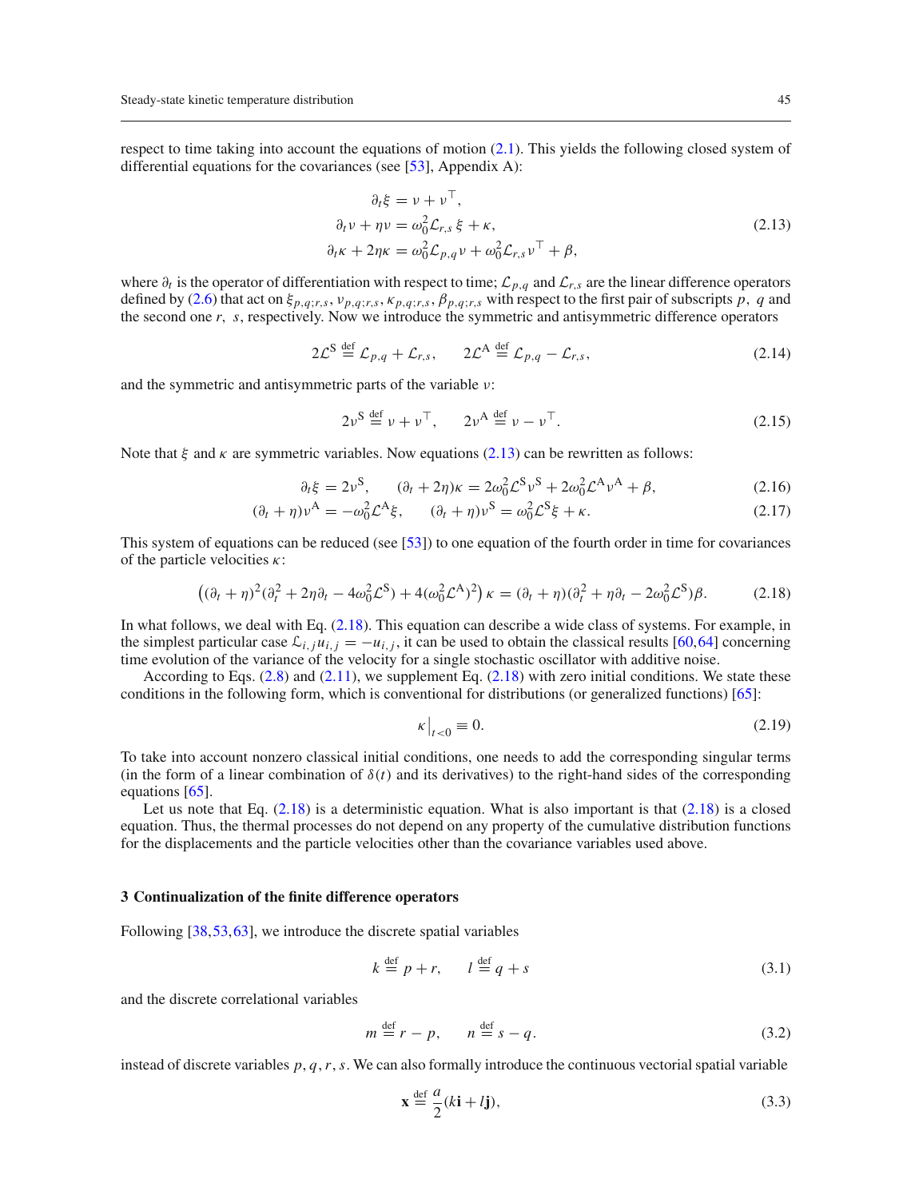respect to time taking into account the equations of motion (2.1). This yields the following closed system of differential equations for the covariances (see [53], Appendix A):

$$
\begin{aligned}
\partial_t \xi &= \nu + \nu^\top, \\
\partial_t \nu + \eta \nu &= \omega_0^2 \mathcal{L}_{r,s}\, \xi + \kappa, \\
\partial_t \kappa + 2\eta \kappa &= \omega_0^2 \mathcal{L}_{p,q} \nu + \omega_0^2 \mathcal{L}_{r,s} \nu^\top + \beta,
\end{aligned}
\tag{2.13}
$$

where $\partial_t$ is the operator of differentiation with respect to time; $\mathcal{L}_{p,q}$ and $\mathcal{L}_{r,s}$ are the linear difference operators defined by (2.6) that act on $\xi_{p,q;r,s}, \nu_{p,q;r,s}, \kappa_{p,q;r,s}, \beta_{p,q;r,s}$ with respect to the first pair of subscripts $p,\ q$ and the second one $r,\ s$, respectively. Now we introduce the symmetric and antisymmetric difference operators

$$
2\mathcal{L}^{\mathrm{S}} \overset{\text{def}}{=} \mathcal{L}_{p,q} + \mathcal{L}_{r,s}, \qquad 2\mathcal{L}^{\mathrm{A}} \overset{\text{def}}{=} \mathcal{L}_{p,q} - \mathcal{L}_{r,s},
\tag{2.14}
$$

and the symmetric and antisymmetric parts of the variable $\nu$:

$$
2\nu^{\mathrm{S}} \overset{\text{def}}{=} \nu + \nu^\top, \qquad 2\nu^{\mathrm{A}} \overset{\text{def}}{=} \nu - \nu^\top.
\tag{2.15}
$$

Note that $\xi$ and $\kappa$ are symmetric variables. Now equations (2.13) can be rewritten as follows:

$$
\partial_t \xi = 2\nu^{\mathrm{S}}, \qquad (\partial_t + 2\eta)\kappa = 2\omega_0^2 \mathcal{L}^{\mathrm{S}} \nu^{\mathrm{S}} + 2\omega_0^2 \mathcal{L}^{\mathrm{A}} \nu^{\mathrm{A}} + \beta,
\tag{2.16}
$$

$$
(\partial_t + \eta)\nu^{\mathrm{A}} = -\omega_0^2 \mathcal{L}^{\mathrm{A}} \xi, \qquad (\partial_t + \eta)\nu^{\mathrm{S}} = \omega_0^2 \mathcal{L}^{\mathrm{S}} \xi + \kappa.
\tag{2.17}
$$

This system of equations can be reduced (see [53]) to one equation of the fourth order in time for covariances of the particle velocities $\kappa$:

$$
\left((\partial_t + \eta)^2 (\partial_t^2 + 2\eta\partial_t - 4\omega_0^2 \mathcal{L}^{\mathrm{S}}) + 4(\omega_0^2 \mathcal{L}^{\mathrm{A}})^2\right) \kappa = (\partial_t + \eta)(\partial_t^2 + \eta\partial_t - 2\omega_0^2 \mathcal{L}^{\mathrm{S}})\beta.
\tag{2.18}
$$

In what follows, we deal with Eq. (2.18). This equation can describe a wide class of systems. For example, in the simplest particular case $\mathcal{L}_{i,j} u_{i,j} = -u_{i,j}$, it can be used to obtain the classical results [60,64] concerning time evolution of the variance of the velocity for a single stochastic oscillator with additive noise.

According to Eqs. (2.8) and (2.11), we supplement Eq. (2.18) with zero initial conditions. We state these conditions in the following form, which is conventional for distributions (or generalized functions) [65]:

$$
\kappa\big|_{t<0} \equiv 0.
\tag{2.19}
$$

To take into account nonzero classical initial conditions, one needs to add the corresponding singular terms (in the form of a linear combination of $\delta(t)$ and its derivatives) to the right-hand sides of the corresponding equations [65].

Let us note that Eq. (2.18) is a deterministic equation. What is also important is that (2.18) is a closed equation. Thus, the thermal processes do not depend on any property of the cumulative distribution functions for the displacements and the particle velocities other than the covariance variables used above.

## 3 Continualization of the finite difference operators

Following [38,53,63], we introduce the discrete spatial variables

$$
k \overset{\text{def}}{=} p + r, \qquad l \overset{\text{def}}{=} q + s
\tag{3.1}
$$

and the discrete correlational variables

$$
m \overset{\text{def}}{=} r - p, \qquad n \overset{\text{def}}{=} s - q.
\tag{3.2}
$$

instead of discrete variables $p, q, r, s$. We can also formally introduce the continuous vectorial spatial variable

$$
\mathbf{x} \overset{\text{def}}{=} \frac{a}{2}(k\mathbf{i} + l\mathbf{j}),
\tag{3.3}
$$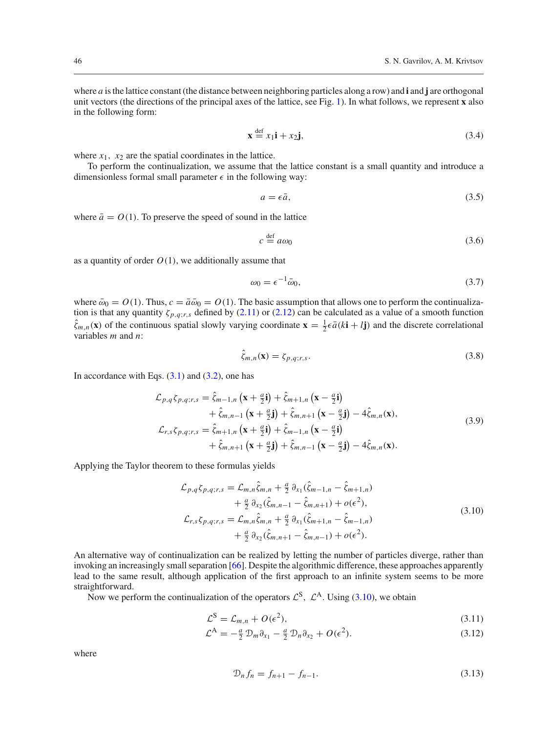where $a$ is the lattice constant (the distance between neighboring particles along a row) and $\mathbf{i}$ and $\mathbf{j}$ are orthogonal unit vectors (the directions of the principal axes of the lattice, see Fig. 1). In what follows, we represent $\mathbf{x}$ also in the following form:

$$\mathbf{x} \stackrel{\text{def}}{=} x_1\mathbf{i} + x_2\mathbf{j}, \tag{3.4}$$

where $x_1,\ x_2$ are the spatial coordinates in the lattice.

To perform the continualization, we assume that the lattice constant is a small quantity and introduce a dimensionless formal small parameter $\epsilon$ in the following way:

$$a = \epsilon\bar{a}, \tag{3.5}$$

where $\bar{a} = O(1)$. To preserve the speed of sound in the lattice

$$c \stackrel{\text{def}}{=} a\omega_0 \tag{3.6}$$

as a quantity of order $O(1)$, we additionally assume that

$$\omega_0 = \epsilon^{-1}\bar{\omega}_0, \tag{3.7}$$

where $\bar{\omega}_0 = O(1)$. Thus, $c = \bar{a}\bar{\omega}_0 = O(1)$. The basic assumption that allows one to perform the continualization is that any quantity $\zeta_{p,q;r,s}$ defined by (2.11) or (2.12) can be calculated as a value of a smooth function $\hat{\zeta}_{m,n}(\mathbf{x})$ of the continuous spatial slowly varying coordinate $\mathbf{x} = \frac{1}{2}\epsilon\bar{a}(k\mathbf{i} + l\mathbf{j})$ and the discrete correlational variables $m$ and $n$:

$$\hat{\zeta}_{m,n}(\mathbf{x}) = \zeta_{p,q;r,s}. \tag{3.8}$$

In accordance with Eqs. (3.1) and (3.2), one has

$$\begin{aligned}
\mathcal{L}_{p,q}\zeta_{p,q;r,s} = \hat{\zeta}_{m-1,n}\left(\mathbf{x} + \tfrac{a}{2}\mathbf{i}\right) + \hat{\zeta}_{m+1,n}\left(\mathbf{x} - \tfrac{a}{2}\mathbf{i}\right)& \\
+ \hat{\zeta}_{m,n-1}\left(\mathbf{x} + \tfrac{a}{2}\mathbf{j}\right) + \hat{\zeta}_{m,n+1}\left(\mathbf{x} - \tfrac{a}{2}\mathbf{j}\right) - 4\hat{\zeta}_{m,n}(\mathbf{x}),& \\
\mathcal{L}_{r,s}\zeta_{p,q;r,s} = \hat{\zeta}_{m+1,n}\left(\mathbf{x} + \tfrac{a}{2}\mathbf{i}\right) + \hat{\zeta}_{m-1,n}\left(\mathbf{x} - \tfrac{a}{2}\mathbf{i}\right)& \\
+ \hat{\zeta}_{m,n+1}\left(\mathbf{x} + \tfrac{a}{2}\mathbf{j}\right) + \hat{\zeta}_{m,n-1}\left(\mathbf{x} - \tfrac{a}{2}\mathbf{j}\right) - 4\hat{\zeta}_{m,n}(\mathbf{x}).&
\end{aligned} \tag{3.9}$$

Applying the Taylor theorem to these formulas yields

$$\begin{aligned}
\mathcal{L}_{p,q}\zeta_{p,q;r,s} = \mathcal{L}_{m,n}\hat{\zeta}_{m,n} + \tfrac{a}{2}\,\partial_{x_1}(\hat{\zeta}_{m-1,n} - \hat{\zeta}_{m+1,n})& \\
+ \tfrac{a}{2}\,\partial_{x_2}(\hat{\zeta}_{m,n-1} - \hat{\zeta}_{m,n+1}) + o(\epsilon^2),& \\
\mathcal{L}_{r,s}\zeta_{p,q;r,s} = \mathcal{L}_{m,n}\hat{\zeta}_{m,n} + \tfrac{a}{2}\,\partial_{x_1}(\hat{\zeta}_{m+1,n} - \hat{\zeta}_{m-1,n})& \\
+ \tfrac{a}{2}\,\partial_{x_2}(\hat{\zeta}_{m,n+1} - \hat{\zeta}_{m,n-1}) + o(\epsilon^2).&
\end{aligned} \tag{3.10}$$

An alternative way of continualization can be realized by letting the number of particles diverge, rather than invoking an increasingly small separation [66]. Despite the algorithmic difference, these approaches apparently lead to the same result, although application of the first approach to an infinite system seems to be more straightforward.

Now we perform the continualization of the operators $\mathcal{L}^{\mathrm{S}},\ \mathcal{L}^{\mathrm{A}}$. Using (3.10), we obtain

$$\mathcal{L}^{\mathrm{S}} = \mathcal{L}_{m,n} + O(\epsilon^2), \tag{3.11}$$

$$\mathcal{L}^{\mathrm{A}} = -\tfrac{a}{2}\,\mathcal{D}_m\partial_{x_1} - \tfrac{a}{2}\,\mathcal{D}_n\partial_{x_2} + O(\epsilon^2). \tag{3.12}$$

where

$$\mathcal{D}_n f_n = f_{n+1} - f_{n-1}. \tag{3.13}$$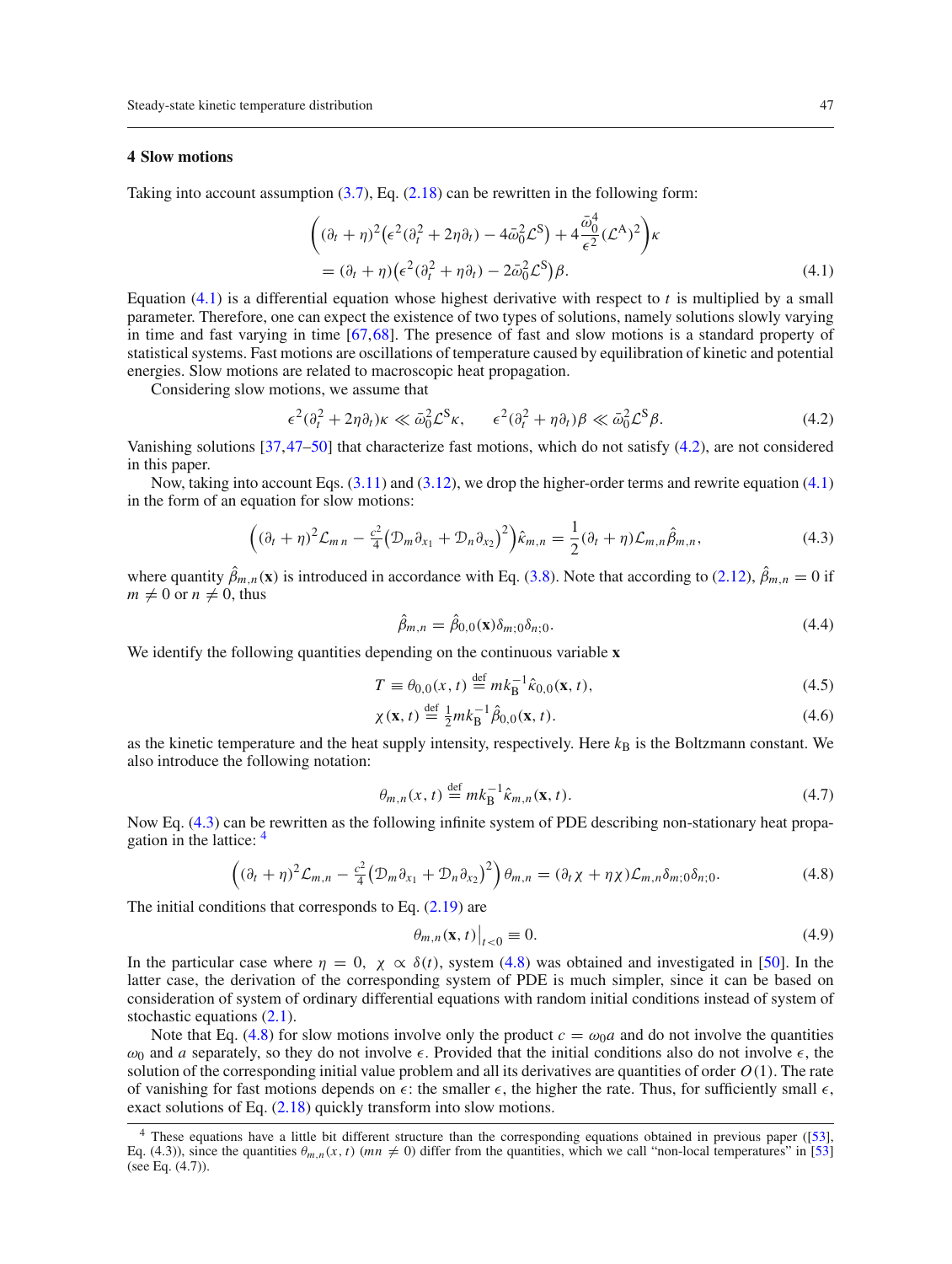## 4 Slow motions

Taking into account assumption (3.7), Eq. (2.18) can be rewritten in the following form:

$$\left((\partial_t + \eta)^2\big(\epsilon^2(\partial_t^2 + 2\eta\partial_t) - 4\bar{\omega}_0^2\mathcal{L}^{\mathrm{S}}\big) + 4\frac{\bar{\omega}_0^4}{\epsilon^2}(\mathcal{L}^{\mathrm{A}})^2\right)\kappa$$
$$= (\partial_t + \eta)\big(\epsilon^2(\partial_t^2 + \eta\partial_t) - 2\bar{\omega}_0^2\mathcal{L}^{\mathrm{S}}\big)\beta. \tag{4.1}$$

Equation (4.1) is a differential equation whose highest derivative with respect to $t$ is multiplied by a small parameter. Therefore, one can expect the existence of two types of solutions, namely solutions slowly varying in time and fast varying in time [67,68]. The presence of fast and slow motions is a standard property of statistical systems. Fast motions are oscillations of temperature caused by equilibration of kinetic and potential energies. Slow motions are related to macroscopic heat propagation.

Considering slow motions, we assume that

$$\epsilon^2(\partial_t^2 + 2\eta\partial_t)\kappa \ll \bar{\omega}_0^2\mathcal{L}^{\mathrm{S}}\kappa, \qquad \epsilon^2(\partial_t^2 + \eta\partial_t)\beta \ll \bar{\omega}_0^2\mathcal{L}^{\mathrm{S}}\beta. \tag{4.2}$$

Vanishing solutions [37,47–50] that characterize fast motions, which do not satisfy (4.2), are not considered in this paper.

Now, taking into account Eqs. (3.11) and (3.12), we drop the higher-order terms and rewrite equation (4.1) in the form of an equation for slow motions:

$$\Big((\partial_t + \eta)^2\mathcal{L}_{m\,n} - \tfrac{c^2}{4}\big(\mathcal{D}_m\partial_{x_1} + \mathcal{D}_n\partial_{x_2}\big)^2\Big)\hat{\kappa}_{m,n} = \frac{1}{2}(\partial_t + \eta)\mathcal{L}_{m,n}\hat{\beta}_{m,n}, \tag{4.3}$$

where quantity $\hat{\beta}_{m,n}(\mathbf{x})$ is introduced in accordance with Eq. (3.8). Note that according to (2.12), $\hat{\beta}_{m,n} = 0$ if $m \neq 0$ or $n \neq 0$, thus

$$\hat{\beta}_{m,n} = \hat{\beta}_{0,0}(\mathbf{x})\delta_{m;0}\delta_{n;0}. \tag{4.4}$$

We identify the following quantities depending on the continuous variable $\mathbf{x}$

$$T \equiv \theta_{0,0}(x,t) \overset{\text{def}}{=} mk_{\mathrm{B}}^{-1}\hat{\kappa}_{0,0}(\mathbf{x},t), \tag{4.5}$$

$$\chi(\mathbf{x},t) \overset{\text{def}}{=} \tfrac{1}{2}mk_{\mathrm{B}}^{-1}\hat{\beta}_{0,0}(\mathbf{x},t). \tag{4.6}$$

as the kinetic temperature and the heat supply intensity, respectively. Here $k_{\mathrm{B}}$ is the Boltzmann constant. We also introduce the following notation:

$$\theta_{m,n}(x,t) \overset{\text{def}}{=} mk_{\mathrm{B}}^{-1}\hat{\kappa}_{m,n}(\mathbf{x},t). \tag{4.7}$$

Now Eq. (4.3) can be rewritten as the following infinite system of PDE describing non-stationary heat propagation in the lattice: [4]

$$\Big((\partial_t + \eta)^2\mathcal{L}_{m,n} - \tfrac{c^2}{4}\big(\mathcal{D}_m\partial_{x_1} + \mathcal{D}_n\partial_{x_2}\big)^2\Big)\theta_{m,n} = (\partial_t\chi + \eta\chi)\mathcal{L}_{m,n}\delta_{m;0}\delta_{n;0}. \tag{4.8}$$

The initial conditions that corresponds to Eq. (2.19) are

$$\theta_{m,n}(\mathbf{x},t)\big|_{t<0} \equiv 0. \tag{4.9}$$

In the particular case where $\eta = 0$, $\chi \propto \delta(t)$, system (4.8) was obtained and investigated in [50]. In the latter case, the derivation of the corresponding system of PDE is much simpler, since it can be based on consideration of system of ordinary differential equations with random initial conditions instead of system of stochastic equations (2.1).

Note that Eq. (4.8) for slow motions involve only the product $c = \omega_0 a$ and do not involve the quantities $\omega_0$ and $a$ separately, so they do not involve $\epsilon$. Provided that the initial conditions also do not involve $\epsilon$, the solution of the corresponding initial value problem and all its derivatives are quantities of order $O(1)$. The rate of vanishing for fast motions depends on $\epsilon$: the smaller $\epsilon$, the higher the rate. Thus, for sufficiently small $\epsilon$, exact solutions of Eq. (2.18) quickly transform into slow motions.

[4] These equations have a little bit different structure than the corresponding equations obtained in previous paper ([53], Eq. (4.3)), since the quantities $\theta_{m,n}(x,t)$ ($mn \neq 0$) differ from the quantities, which we call "non-local temperatures" in [53] (see Eq. (4.7)).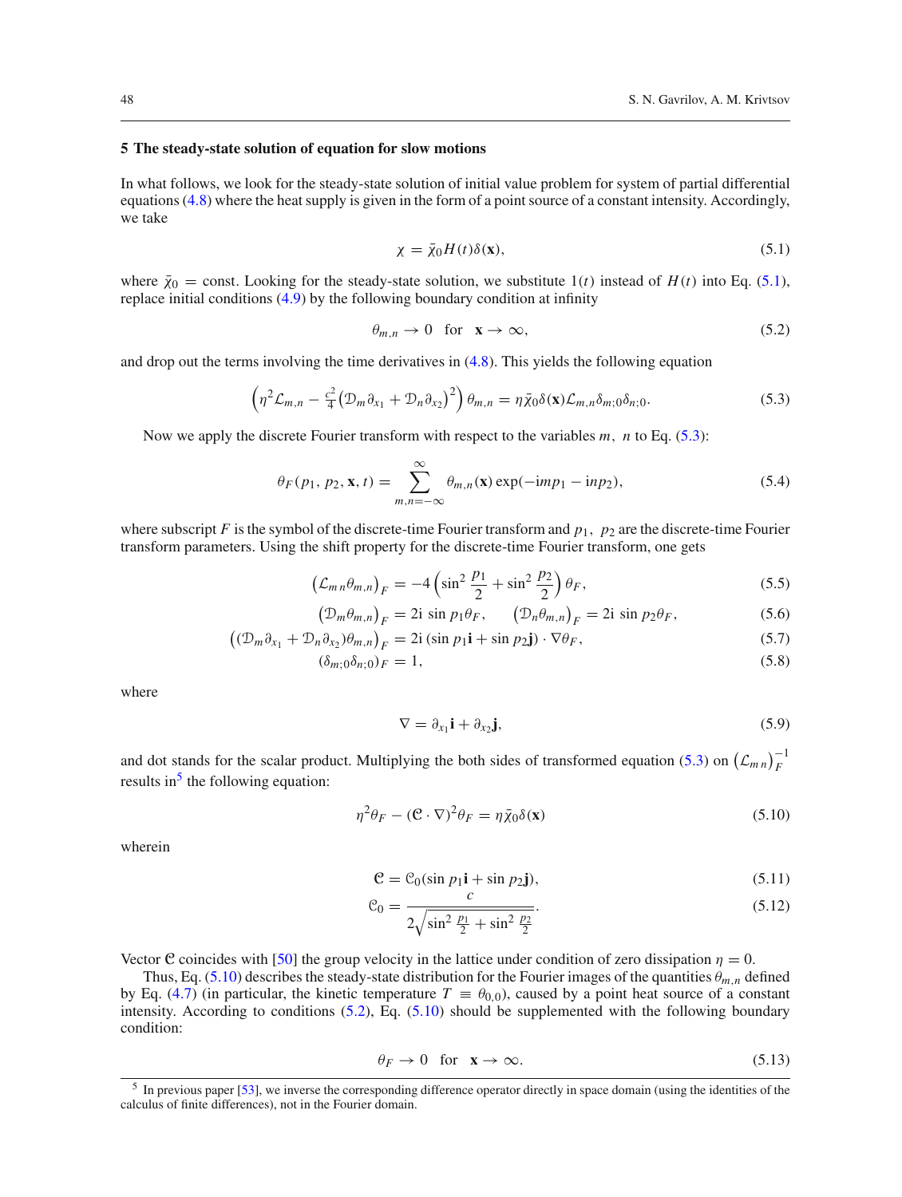## 5 The steady-state solution of equation for slow motions

In what follows, we look for the steady-state solution of initial value problem for system of partial differential equations (4.8) where the heat supply is given in the form of a point source of a constant intensity. Accordingly, we take

$$\chi = \bar{\chi}_0 H(t)\delta(\mathbf{x}), \tag{5.1}$$

where $\bar{\chi}_0 = \text{const}$. Looking for the steady-state solution, we substitute $1(t)$ instead of $H(t)$ into Eq. (5.1), replace initial conditions (4.9) by the following boundary condition at infinity

$$\theta_{m,n} \to 0 \quad \text{for} \quad \mathbf{x} \to \infty, \tag{5.2}$$

and drop out the terms involving the time derivatives in (4.8). This yields the following equation

$$\left(\eta^2 \mathcal{L}_{m,n} - \tfrac{c^2}{4}\big(\mathcal{D}_m \partial_{x_1} + \mathcal{D}_n \partial_{x_2}\big)^2\right)\theta_{m,n} = \eta\bar{\chi}_0\delta(\mathbf{x})\mathcal{L}_{m,n}\delta_{m;0}\delta_{n;0}. \tag{5.3}$$

Now we apply the discrete Fourier transform with respect to the variables $m,\ n$ to Eq. (5.3):

$$\theta_F(p_1, p_2, \mathbf{x}, t) = \sum_{m,n=-\infty}^{\infty} \theta_{m,n}(\mathbf{x}) \exp(-\mathrm{i}mp_1 - \mathrm{i}np_2), \tag{5.4}$$

where subscript $F$ is the symbol of the discrete-time Fourier transform and $p_1,\ p_2$ are the discrete-time Fourier transform parameters. Using the shift property for the discrete-time Fourier transform, one gets

$$\big(\mathcal{L}_{m\,n}\theta_{m,n}\big)_F = -4\left(\sin^2\frac{p_1}{2} + \sin^2\frac{p_2}{2}\right)\theta_F, \tag{5.5}$$

$$\big(\mathcal{D}_m\theta_{m,n}\big)_F = 2\mathrm{i}\,\sin p_1\theta_F, \qquad \big(\mathcal{D}_n\theta_{m,n}\big)_F = 2\mathrm{i}\,\sin p_2\theta_F, \tag{5.6}$$

$$\big((\mathcal{D}_m\partial_{x_1} + \mathcal{D}_n\partial_{x_2})\theta_{m,n}\big)_F = 2\mathrm{i}\,(\sin p_1\mathbf{i} + \sin p_2\mathbf{j})\cdot\nabla\theta_F, \tag{5.7}$$

$$(\delta_{m;0}\delta_{n;0})_F = 1, \tag{5.8}$$

where

$$\nabla = \partial_{x_1}\mathbf{i} + \partial_{x_2}\mathbf{j}, \tag{5.9}$$

and dot stands for the scalar product. Multiplying the both sides of transformed equation (5.3) on $\big(\mathcal{L}_{m\,n}\big)_F^{-1}$ results in[5] the following equation:

$$\eta^2\theta_F - (\mathcal{C}\cdot\nabla)^2\theta_F = \eta\bar{\chi}_0\delta(\mathbf{x}) \tag{5.10}$$

wherein

$$\mathcal{C} = \mathcal{C}_0(\sin p_1\mathbf{i} + \sin p_2\mathbf{j}), \tag{5.11}$$

$$\mathcal{C}_0 = \frac{c}{2\sqrt{\sin^2\frac{p_1}{2} + \sin^2\frac{p_2}{2}}}. \tag{5.12}$$

Vector $\mathcal{C}$ coincides with [50] the group velocity in the lattice under condition of zero dissipation $\eta = 0$.

Thus, Eq. (5.10) describes the steady-state distribution for the Fourier images of the quantities $\theta_{m,n}$ defined by Eq. (4.7) (in particular, the kinetic temperature $T \equiv \theta_{0,0}$), caused by a point heat source of a constant intensity. According to conditions (5.2), Eq. (5.10) should be supplemented with the following boundary condition:

$$\theta_F \to 0 \quad \text{for} \quad \mathbf{x} \to \infty. \tag{5.13}$$

[5] In previous paper [53], we inverse the corresponding difference operator directly in space domain (using the identities of the calculus of finite differences), not in the Fourier domain.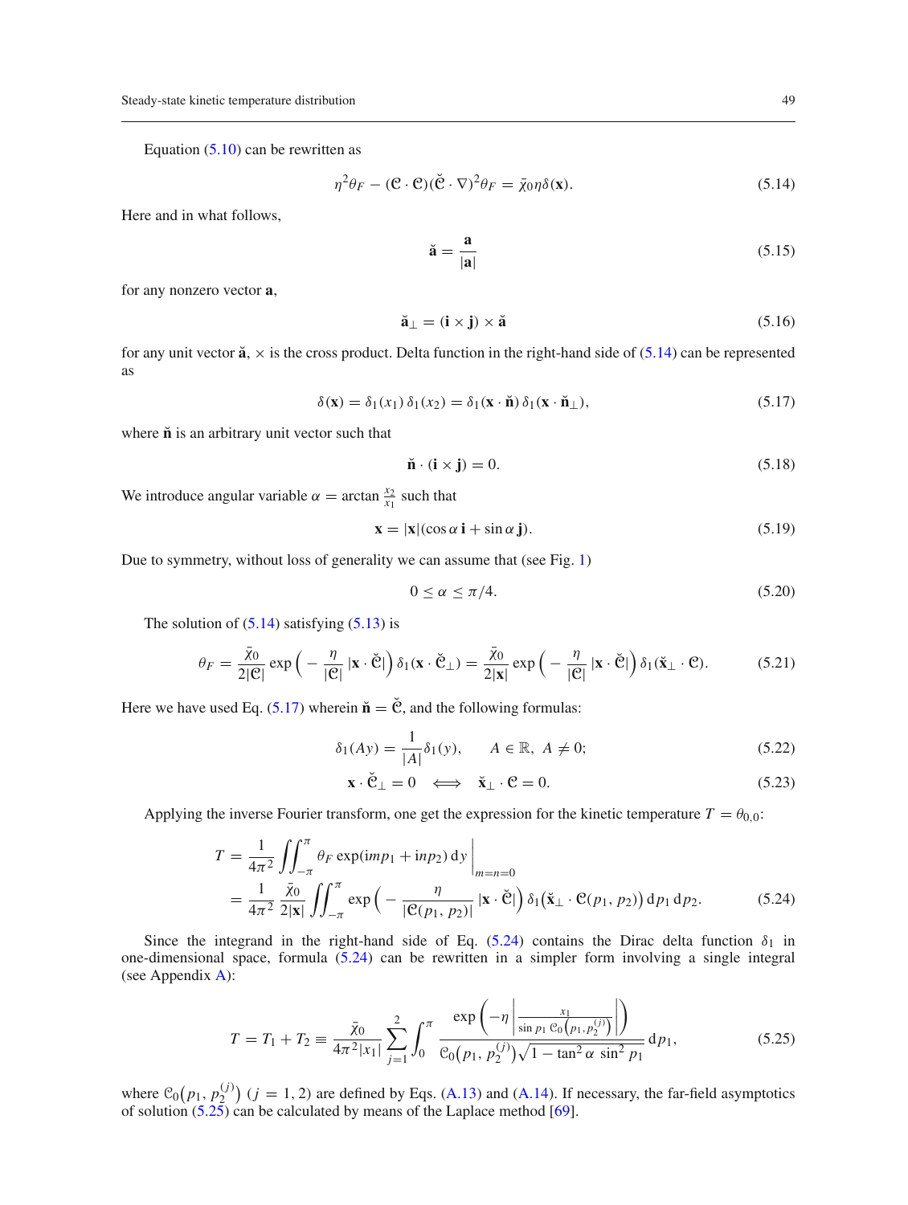Equation (5.10) can be rewritten as

$$\eta^2\theta_F - (\mathfrak{C}\cdot\mathfrak{C})(\breve{\mathfrak{C}}\cdot\nabla)^2\theta_F = \bar{\chi}_0\eta\delta(\mathbf{x}). \tag{5.14}$$

Here and in what follows,

$$\breve{\mathbf{a}} = \frac{\mathbf{a}}{|\mathbf{a}|} \tag{5.15}$$

for any nonzero vector $\mathbf{a}$,

$$\breve{\mathbf{a}}_\perp = (\mathbf{i}\times\mathbf{j})\times\breve{\mathbf{a}} \tag{5.16}$$

for any unit vector $\breve{\mathbf{a}}$, $\times$ is the cross product. Delta function in the right-hand side of (5.14) can be represented as

$$\delta(\mathbf{x}) = \delta_1(x_1)\,\delta_1(x_2) = \delta_1(\mathbf{x}\cdot\breve{\mathbf{n}})\,\delta_1(\mathbf{x}\cdot\breve{\mathbf{n}}_\perp), \tag{5.17}$$

where $\breve{\mathbf{n}}$ is an arbitrary unit vector such that

$$\breve{\mathbf{n}}\cdot(\mathbf{i}\times\mathbf{j}) = 0. \tag{5.18}$$

We introduce angular variable $\alpha = \arctan\frac{x_2}{x_1}$ such that

$$\mathbf{x} = |\mathbf{x}|(\cos\alpha\,\mathbf{i} + \sin\alpha\,\mathbf{j}). \tag{5.19}$$

Due to symmetry, without loss of generality we can assume that (see Fig. 1)

$$0 \le \alpha \le \pi/4. \tag{5.20}$$

The solution of (5.14) satisfying (5.13) is

$$\theta_F = \frac{\bar{\chi}_0}{2|\mathfrak{C}|}\exp\Big(-\frac{\eta}{|\mathfrak{C}|}\,|\mathbf{x}\cdot\breve{\mathfrak{C}}|\Big)\,\delta_1(\mathbf{x}\cdot\breve{\mathfrak{C}}_\perp) = \frac{\bar{\chi}_0}{2|\mathbf{x}|}\exp\Big(-\frac{\eta}{|\mathfrak{C}|}\,|\mathbf{x}\cdot\breve{\mathfrak{C}}|\Big)\,\delta_1(\breve{\mathbf{x}}_\perp\cdot\mathfrak{C}). \tag{5.21}$$

Here we have used Eq. (5.17) wherein $\breve{\mathbf{n}} = \breve{\mathfrak{C}}$, and the following formulas:

$$\delta_1(Ay) = \frac{1}{|A|}\delta_1(y), \qquad A\in\mathbb{R},\ A\ne 0; \tag{5.22}$$

$$\mathbf{x}\cdot\breve{\mathfrak{C}}_\perp = 0 \quad\Longleftrightarrow\quad \breve{\mathbf{x}}_\perp\cdot\mathfrak{C} = 0. \tag{5.23}$$

Applying the inverse Fourier transform, one get the expression for the kinetic temperature $T = \theta_{0,0}$:

$$\begin{aligned} T &= \frac{1}{4\pi^2}\iint_{-\pi}^{\pi}\theta_F\exp(\mathrm{i}mp_1 + \mathrm{i}np_2)\,\mathrm{d}y\,\Big|_{m=n=0} \\ &= \frac{1}{4\pi^2}\frac{\bar{\chi}_0}{2|\mathbf{x}|}\iint_{-\pi}^{\pi}\exp\Big(-\frac{\eta}{|\mathfrak{C}(p_1,p_2)|}\,|\mathbf{x}\cdot\breve{\mathfrak{C}}|\Big)\,\delta_1\big(\breve{\mathbf{x}}_\perp\cdot\mathfrak{C}(p_1,p_2)\big)\,\mathrm{d}p_1\,\mathrm{d}p_2. \end{aligned} \tag{5.24}$$

Since the integrand in the right-hand side of Eq. (5.24) contains the Dirac delta function $\delta_1$ in one-dimensional space, formula (5.24) can be rewritten in a simpler form involving a single integral (see Appendix A):

$$T = T_1 + T_2 \equiv \frac{\bar{\chi}_0}{4\pi^2|x_1|}\sum_{j=1}^{2}\int_0^{\pi}\frac{\exp\left(-\eta\left|\frac{x_1}{\sin p_1\,\mathfrak{C}_0\left(p_1,p_2^{(j)}\right)}\right|\right)}{\mathfrak{C}_0\big(p_1,p_2^{(j)}\big)\sqrt{1-\tan^2\alpha\,\sin^2 p_1}}\,\mathrm{d}p_1, \tag{5.25}$$

where $\mathfrak{C}_0\big(p_1,p_2^{(j)}\big)$ $(j=1,2)$ are defined by Eqs. (A.13) and (A.14). If necessary, the far-field asymptotics of solution (5.25) can be calculated by means of the Laplace method [69].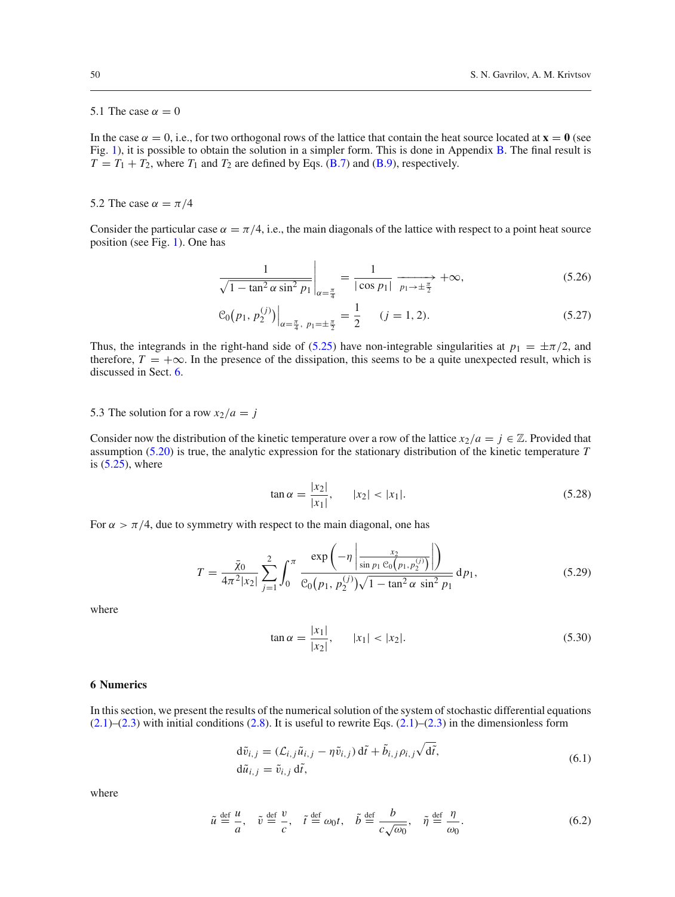### 5.1 The case $\alpha = 0$

In the case $\alpha = 0$, i.e., for two orthogonal rows of the lattice that contain the heat source located at $\mathbf{x} = \mathbf{0}$ (see Fig. 1), it is possible to obtain the solution in a simpler form. This is done in Appendix B. The final result is $T = T_1 + T_2$, where $T_1$ and $T_2$ are defined by Eqs. (B.7) and (B.9), respectively.

### 5.2 The case $\alpha = \pi/4$

Consider the particular case $\alpha = \pi/4$, i.e., the main diagonals of the lattice with respect to a point heat source position (see Fig. 1). One has

$$\left.\frac{1}{\sqrt{1 - \tan^2\alpha \sin^2 p_1}}\right|_{\alpha=\frac{\pi}{4}} = \frac{1}{|\cos p_1|} \xrightarrow[p_1 \to \pm\frac{\pi}{2}]{} +\infty, \tag{5.26}$$

$$\mathcal{C}_0\big(p_1, p_2^{(j)}\big)\Big|_{\alpha=\frac{\pi}{4},\ p_1=\pm\frac{\pi}{2}} = \frac{1}{2} \qquad (j = 1, 2). \tag{5.27}$$

Thus, the integrands in the right-hand side of (5.25) have non-integrable singularities at $p_1 = \pm\pi/2$, and therefore, $T = +\infty$. In the presence of the dissipation, this seems to be a quite unexpected result, which is discussed in Sect. 6.

### 5.3 The solution for a row $x_2/a = j$

Consider now the distribution of the kinetic temperature over a row of the lattice $x_2/a = j \in \mathbb{Z}$. Provided that assumption (5.20) is true, the analytic expression for the stationary distribution of the kinetic temperature $T$ is (5.25), where

$$\tan\alpha = \frac{|x_2|}{|x_1|}, \qquad |x_2| < |x_1|. \tag{5.28}$$

For $\alpha > \pi/4$, due to symmetry with respect to the main diagonal, one has

$$T = \frac{\bar{\chi}_0}{4\pi^2 |x_2|} \sum_{j=1}^{2} \int_0^{\pi} \frac{\exp\left(-\eta \left|\frac{x_2}{\sin p_1\, \mathcal{C}_0\left(p_1, p_2^{(j)}\right)}\right|\right)}{\mathcal{C}_0\big(p_1, p_2^{(j)}\big)\sqrt{1 - \tan^2\alpha\, \sin^2 p_1}}\, \mathrm{d}p_1, \tag{5.29}$$

where

$$\tan\alpha = \frac{|x_1|}{|x_2|}, \qquad |x_1| < |x_2|. \tag{5.30}$$

## 6 Numerics

In this section, we present the results of the numerical solution of the system of stochastic differential equations (2.1)–(2.3) with initial conditions (2.8). It is useful to rewrite Eqs. (2.1)–(2.3) in the dimensionless form

$$\begin{aligned} \mathrm{d}\tilde{v}_{i,j} &= (\mathcal{L}_{i,j}\tilde{u}_{i,j} - \eta\tilde{v}_{i,j})\, \mathrm{d}\tilde{t} + \tilde{b}_{i,j}\rho_{i,j}\sqrt{\mathrm{d}\tilde{t}}, \\ \mathrm{d}\tilde{u}_{i,j} &= \tilde{v}_{i,j}\, \mathrm{d}\tilde{t}, \end{aligned} \tag{6.1}$$

where

$$\tilde{u} \overset{\text{def}}{=} \frac{u}{a}, \quad \tilde{v} \overset{\text{def}}{=} \frac{v}{c}, \quad \tilde{t} \overset{\text{def}}{=} \omega_0 t, \quad \tilde{b} \overset{\text{def}}{=} \frac{b}{c\sqrt{\omega_0}}, \quad \tilde{\eta} \overset{\text{def}}{=} \frac{\eta}{\omega_0}. \tag{6.2}$$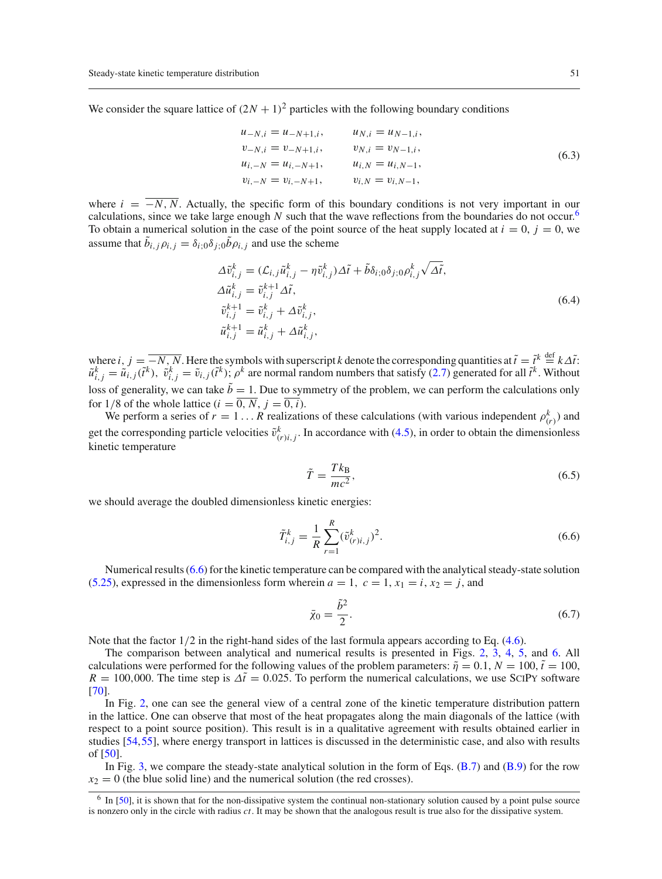We consider the square lattice of $(2N+1)^2$ particles with the following boundary conditions

$$
\begin{aligned}
u_{-N,i} &= u_{-N+1,i}, & u_{N,i} &= u_{N-1,i}, \\
v_{-N,i} &= v_{-N+1,i}, & v_{N,i} &= v_{N-1,i}, \\
u_{i,-N} &= u_{i,-N+1}, & u_{i,N} &= u_{i,N-1}, \\
v_{i,-N} &= v_{i,-N+1}, & v_{i,N} &= v_{i,N-1},
\end{aligned}
\tag{6.3}
$$

where $i = \overline{-N, N}$. Actually, the specific form of this boundary conditions is not very important in our calculations, since we take large enough $N$ such that the wave reflections from the boundaries do not occur.[6] To obtain a numerical solution in the case of the point source of the heat supply located at $i = 0$, $j = 0$, we assume that $\tilde{b}_{i,j}\rho_{i,j} = \delta_{i;0}\delta_{j;0}\tilde{b}\rho_{i,j}$ and use the scheme

$$
\begin{aligned}
\Delta\tilde{v}^k_{i,j} &= (\mathcal{L}_{i,j}\tilde{u}^k_{i,j} - \eta\tilde{v}^k_{i,j})\Delta\tilde{t} + \tilde{b}\delta_{i;0}\delta_{j;0}\rho^k_{i,j}\sqrt{\Delta\tilde{t}}, \\
\Delta\tilde{u}^k_{i,j} &= \tilde{v}^{k+1}_{i,j}\Delta\tilde{t}, \\
\tilde{v}^{k+1}_{i,j} &= \tilde{v}^k_{i,j} + \Delta\tilde{v}^k_{i,j}, \\
\tilde{u}^{k+1}_{i,j} &= \tilde{u}^k_{i,j} + \Delta\tilde{u}^k_{i,j},
\end{aligned}
\tag{6.4}
$$

where $i, j = \overline{-N, N}$. Here the symbols with superscript $k$ denote the corresponding quantities at $\tilde{t} = \tilde{t}^k \overset{\text{def}}{=} k\Delta\tilde{t}$: $\tilde{u}^k_{i,j} = \tilde{u}_{i,j}(\tilde{t}^k)$, $\tilde{v}^k_{i,j} = \tilde{v}_{i,j}(\tilde{t}^k)$; $\rho^k$ are normal random numbers that satisfy (2.7) generated for all $\tilde{t}^k$. Without loss of generality, we can take $\tilde{b} = 1$. Due to symmetry of the problem, we can perform the calculations only for $1/8$ of the whole lattice ($i = \overline{0, N}$, $j = \overline{0, i}$).

We perform a series of $r = 1 \dots R$ realizations of these calculations (with various independent $\rho^k_{(r)}$) and get the corresponding particle velocities $\tilde{v}^k_{(r)i,j}$. In accordance with (4.5), in order to obtain the dimensionless kinetic temperature

$$
\tilde{T} = \frac{T k_{\mathrm{B}}}{mc^2},
\tag{6.5}
$$

we should average the doubled dimensionless kinetic energies:

$$
\tilde{T}^k_{i,j} = \frac{1}{R}\sum_{r=1}^{R}(\tilde{v}^k_{(r)i,j})^2.
\tag{6.6}
$$

Numerical results (6.6) for the kinetic temperature can be compared with the analytical steady-state solution (5.25), expressed in the dimensionless form wherein $a = 1$, $c = 1$, $x_1 = i$, $x_2 = j$, and

$$
\tilde{\chi}_0 = \frac{\tilde{b}^2}{2}.
\tag{6.7}
$$

Note that the factor $1/2$ in the right-hand sides of the last formula appears according to Eq. (4.6).

The comparison between analytical and numerical results is presented in Figs. 2, 3, 4, 5, and 6. All calculations were performed for the following values of the problem parameters: $\tilde{\eta} = 0.1$, $N = 100$, $\tilde{t} = 100$, $R = 100{,}000$. The time step is $\Delta\tilde{t} = 0.025$. To perform the numerical calculations, we use SciPy software [70].

In Fig. 2, one can see the general view of a central zone of the kinetic temperature distribution pattern in the lattice. One can observe that most of the heat propagates along the main diagonals of the lattice (with respect to a point source position). This result is in a qualitative agreement with results obtained earlier in studies [54,55], where energy transport in lattices is discussed in the deterministic case, and also with results of [50].

In Fig. 3, we compare the steady-state analytical solution in the form of Eqs. (B.7) and (B.9) for the row $x_2 = 0$ (the blue solid line) and the numerical solution (the red crosses).

[6] In [50], it is shown that for the non-dissipative system the continual non-stationary solution caused by a point pulse source is nonzero only in the circle with radius $ct$. It may be shown that the analogous result is true also for the dissipative system.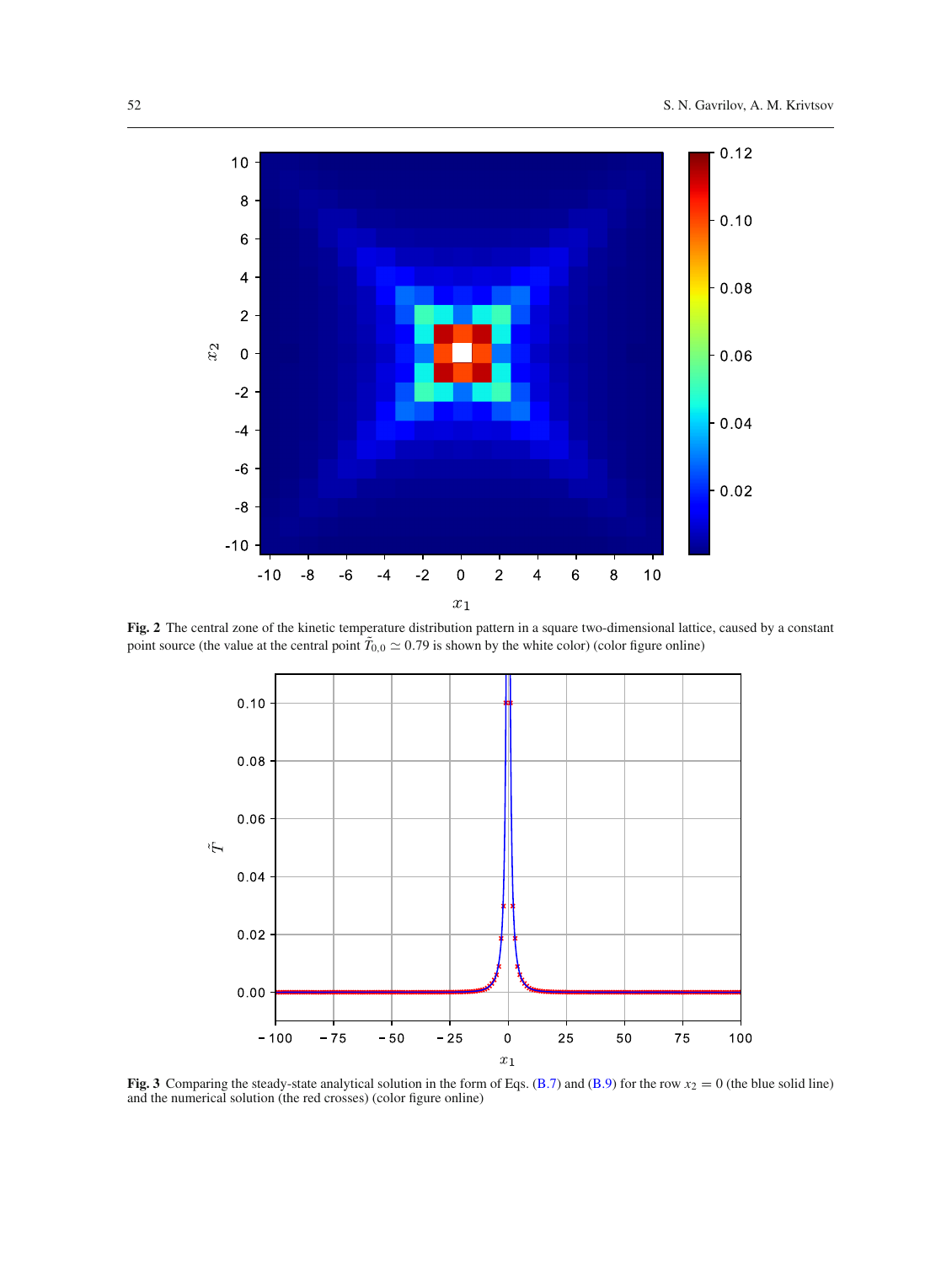**Fig. 2** The central zone of the kinetic temperature distribution pattern in a square two-dimensional lattice, caused by a constant point source (the value at the central point $\tilde{T}_{0,0} \simeq 0.79$ is shown by the white color) (color figure online)

**Fig. 3** Comparing the steady-state analytical solution in the form of Eqs. (B.7) and (B.9) for the row $x_2 = 0$ (the blue solid line) and the numerical solution (the red crosses) (color figure online)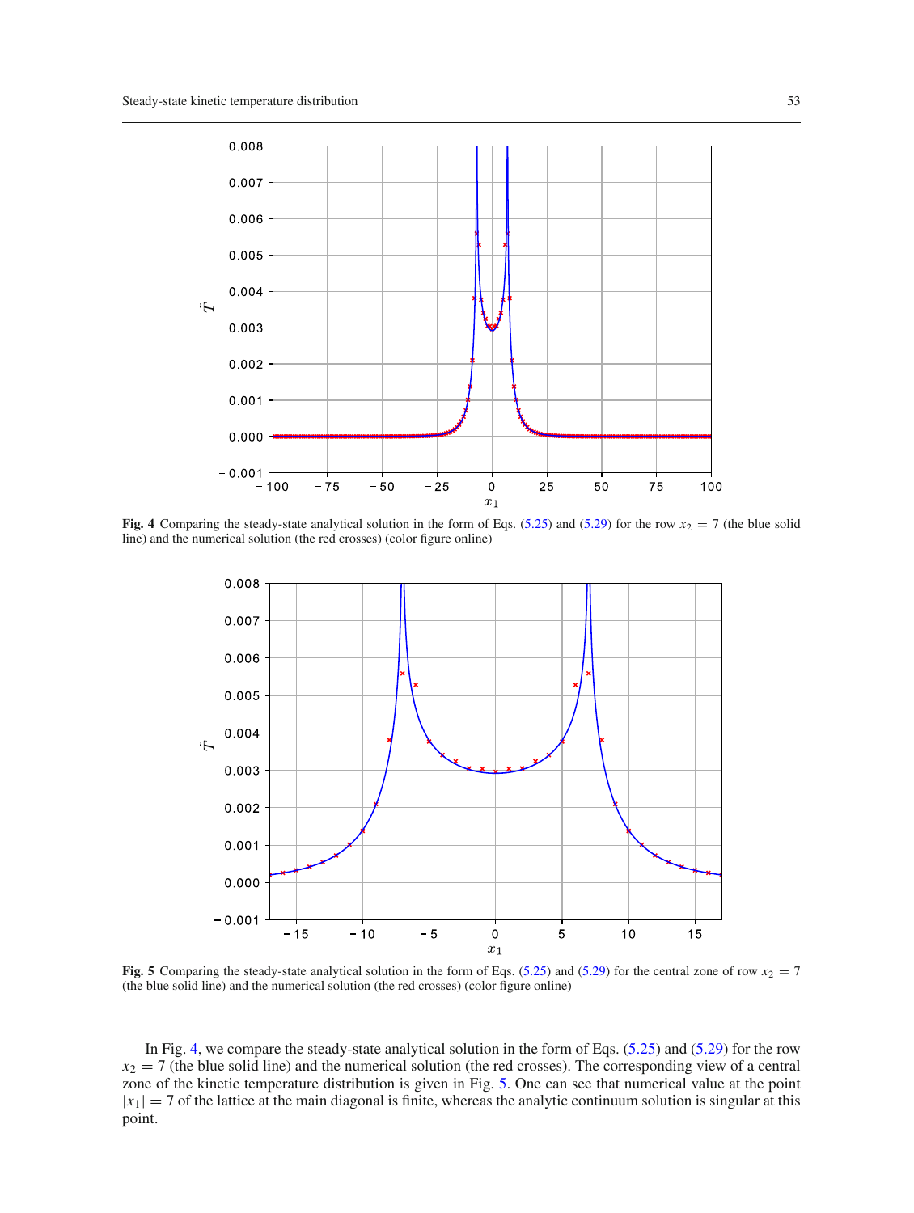Fig. 4 Comparing the steady-state analytical solution in the form of Eqs. (5.25) and (5.29) for the row $x_2 = 7$ (the blue solid line) and the numerical solution (the red crosses) (color figure online)

Fig. 5 Comparing the steady-state analytical solution in the form of Eqs. (5.25) and (5.29) for the central zone of row $x_2 = 7$ (the blue solid line) and the numerical solution (the red crosses) (color figure online)

In Fig. 4, we compare the steady-state analytical solution in the form of Eqs. (5.25) and (5.29) for the row $x_2 = 7$ (the blue solid line) and the numerical solution (the red crosses). The corresponding view of a central zone of the kinetic temperature distribution is given in Fig. 5. One can see that numerical value at the point $|x_1| = 7$ of the lattice at the main diagonal is finite, whereas the analytic continuum solution is singular at this point.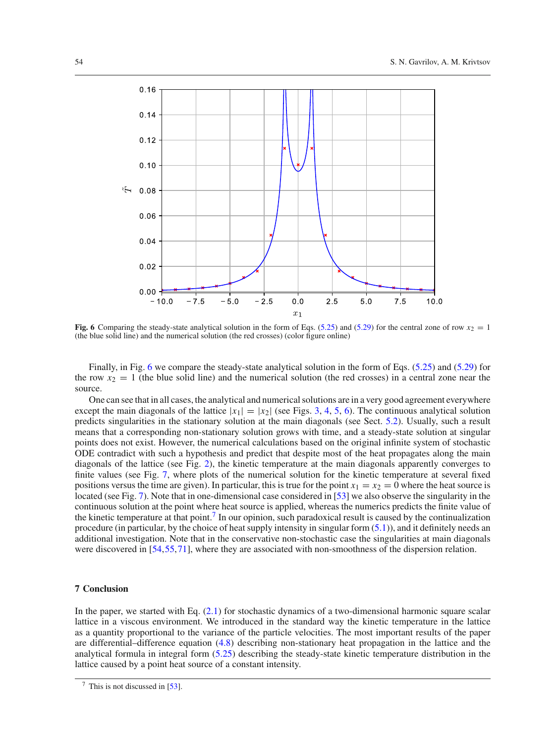**Fig. 6** Comparing the steady-state analytical solution in the form of Eqs. (5.25) and (5.29) for the central zone of row $x_2 = 1$ (the blue solid line) and the numerical solution (the red crosses) (color figure online)

Finally, in Fig. 6 we compare the steady-state analytical solution in the form of Eqs. (5.25) and (5.29) for the row $x_2 = 1$ (the blue solid line) and the numerical solution (the red crosses) in a central zone near the source.

One can see that in all cases, the analytical and numerical solutions are in a very good agreement everywhere except the main diagonals of the lattice $|x_1| = |x_2|$ (see Figs. 3, 4, 5, 6). The continuous analytical solution predicts singularities in the stationary solution at the main diagonals (see Sect. 5.2). Usually, such a result means that a corresponding non-stationary solution grows with time, and a steady-state solution at singular points does not exist. However, the numerical calculations based on the original infinite system of stochastic ODE contradict with such a hypothesis and predict that despite most of the heat propagates along the main diagonals of the lattice (see Fig. 2), the kinetic temperature at the main diagonals apparently converges to finite values (see Fig. 7, where plots of the numerical solution for the kinetic temperature at several fixed positions versus the time are given). In particular, this is true for the point $x_1 = x_2 = 0$ where the heat source is located (see Fig. 7). Note that in one-dimensional case considered in [53] we also observe the singularity in the continuous solution at the point where heat source is applied, whereas the numerics predicts the finite value of the kinetic temperature at that point.[7] In our opinion, such paradoxical result is caused by the continualization procedure (in particular, by the choice of heat supply intensity in singular form (5.1)), and it definitely needs an additional investigation. Note that in the conservative non-stochastic case the singularities at main diagonals were discovered in [54,55,71], where they are associated with non-smoothness of the dispersion relation.

## 7 Conclusion

In the paper, we started with Eq. (2.1) for stochastic dynamics of a two-dimensional harmonic square scalar lattice in a viscous environment. We introduced in the standard way the kinetic temperature in the lattice as a quantity proportional to the variance of the particle velocities. The most important results of the paper are differential–difference equation (4.8) describing non-stationary heat propagation in the lattice and the analytical formula in integral form (5.25) describing the steady-state kinetic temperature distribution in the lattice caused by a point heat source of a constant intensity.

[7] This is not discussed in [53].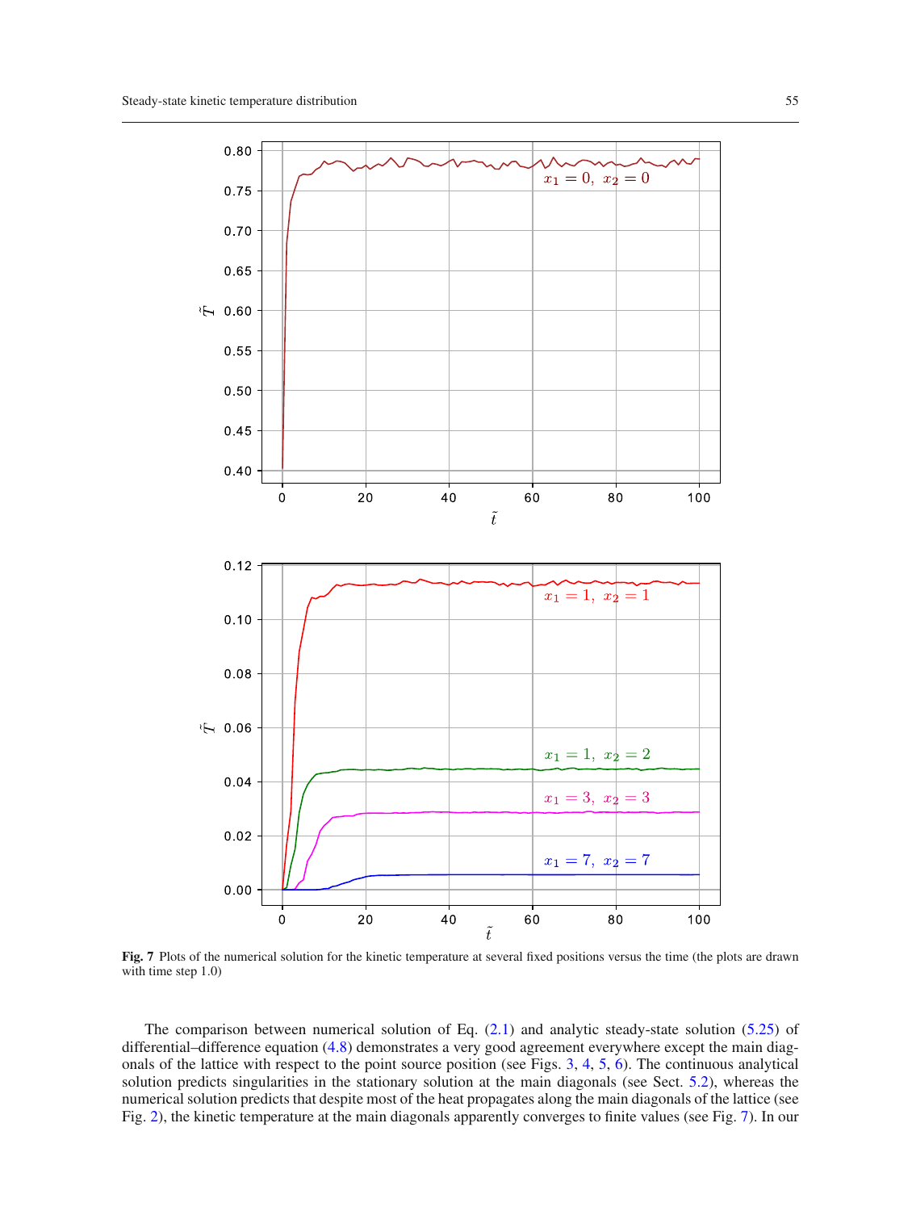Fig. 7 Plots of the numerical solution for the kinetic temperature at several fixed positions versus the time (the plots are drawn with time step 1.0)

The comparison between numerical solution of Eq. (2.1) and analytic steady-state solution (5.25) of differential–difference equation (4.8) demonstrates a very good agreement everywhere except the main diagonals of the lattice with respect to the point source position (see Figs. 3, 4, 5, 6). The continuous analytical solution predicts singularities in the stationary solution at the main diagonals (see Sect. 5.2), whereas the numerical solution predicts that despite most of the heat propagates along the main diagonals of the lattice (see Fig. 2), the kinetic temperature at the main diagonals apparently converges to finite values (see Fig. 7). In our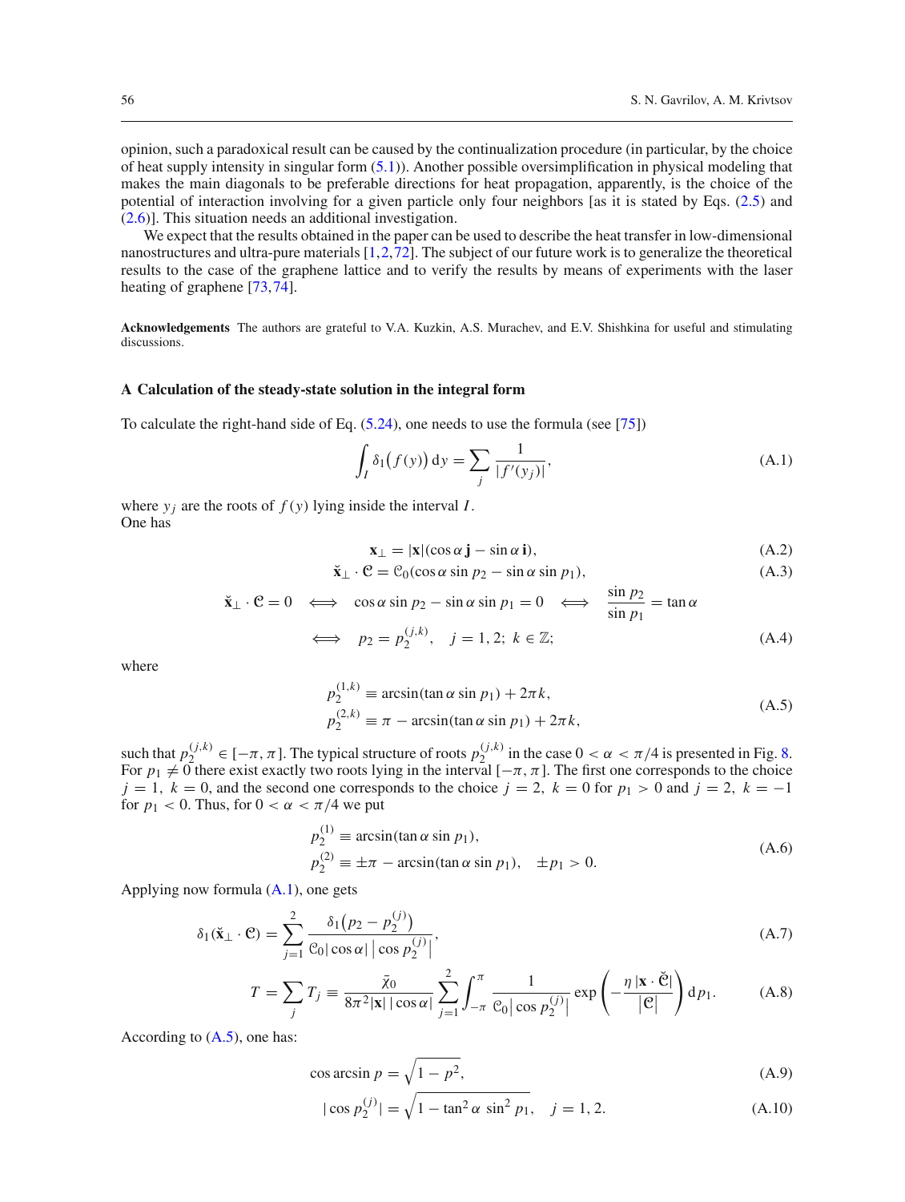opinion, such a paradoxical result can be caused by the continualization procedure (in particular, by the choice of heat supply intensity in singular form (5.1)). Another possible oversimplification in physical modeling that makes the main diagonals to be preferable directions for heat propagation, apparently, is the choice of the potential of interaction involving for a given particle only four neighbors [as it is stated by Eqs. (2.5) and (2.6)]. This situation needs an additional investigation.

We expect that the results obtained in the paper can be used to describe the heat transfer in low-dimensional nanostructures and ultra-pure materials [1,2,72]. The subject of our future work is to generalize the theoretical results to the case of the graphene lattice and to verify the results by means of experiments with the laser heating of graphene [73,74].

**Acknowledgements** The authors are grateful to V.A. Kuzkin, A.S. Murachev, and E.V. Shishkina for useful and stimulating discussions.

## A Calculation of the steady-state solution in the integral form

To calculate the right-hand side of Eq. (5.24), one needs to use the formula (see [75])

$$\int_I \delta_1\big(f(y)\big)\,\mathrm{d}y = \sum_j \frac{1}{|f'(y_j)|}, \tag{A.1}$$

where $y_j$ are the roots of $f(y)$ lying inside the interval $I$.
One has

$$\mathbf{x}_\perp = |\mathbf{x}|(\cos\alpha\,\mathbf{j} - \sin\alpha\,\mathbf{i}), \tag{A.2}$$

$$\check{\mathbf{x}}_\perp \cdot \mathfrak{C} = \mathfrak{C}_0(\cos\alpha\sin p_2 - \sin\alpha\sin p_1), \tag{A.3}$$

$$\check{\mathbf{x}}_\perp \cdot \mathfrak{C} = 0 \iff \cos\alpha\sin p_2 - \sin\alpha\sin p_1 = 0 \iff \frac{\sin p_2}{\sin p_1} = \tan\alpha$$
$$\iff p_2 = p_2^{(j,k)}, \quad j = 1, 2;\ k \in \mathbb{Z}; \tag{A.4}$$

where

$$\begin{aligned} p_2^{(1,k)} &\equiv \arcsin(\tan\alpha\sin p_1) + 2\pi k,\\ p_2^{(2,k)} &\equiv \pi - \arcsin(\tan\alpha\sin p_1) + 2\pi k, \end{aligned} \tag{A.5}$$

such that $p_2^{(j,k)} \in [-\pi, \pi]$. The typical structure of roots $p_2^{(j,k)}$ in the case $0 < \alpha < \pi/4$ is presented in Fig. 8. For $p_1 \neq 0$ there exist exactly two roots lying in the interval $[-\pi, \pi]$. The first one corresponds to the choice $j = 1,\ k = 0$, and the second one corresponds to the choice $j = 2,\ k = 0$ for $p_1 > 0$ and $j = 2,\ k = -1$ for $p_1 < 0$. Thus, for $0 < \alpha < \pi/4$ we put

$$\begin{aligned} p_2^{(1)} &\equiv \arcsin(\tan\alpha\sin p_1),\\ p_2^{(2)} &\equiv \pm\pi - \arcsin(\tan\alpha\sin p_1), \quad \pm p_1 > 0. \end{aligned} \tag{A.6}$$

Applying now formula (A.1), one gets

$$\delta_1(\check{\mathbf{x}}_\perp \cdot \mathfrak{C}) = \sum_{j=1}^{2} \frac{\delta_1\big(p_2 - p_2^{(j)}\big)}{\mathfrak{C}_0|\cos\alpha|\,\big|\cos p_2^{(j)}\big|}, \tag{A.7}$$

$$T = \sum_j T_j \equiv \frac{\bar{\chi}_0}{8\pi^2|\mathbf{x}|\,|\cos\alpha|} \sum_{j=1}^{2} \int_{-\pi}^{\pi} \frac{1}{\mathfrak{C}_0\big|\cos p_2^{(j)}\big|} \exp\left(-\frac{\eta\,|\mathbf{x}\cdot\check{\mathfrak{C}}|}{|\mathfrak{C}|}\right) \mathrm{d}p_1. \tag{A.8}$$

According to (A.5), one has:

$$\cos\arcsin p = \sqrt{1 - p^2}, \tag{A.9}$$

$$|\cos p_2^{(j)}| = \sqrt{1 - \tan^2\alpha\,\sin^2 p_1}, \quad j = 1, 2. \tag{A.10}$$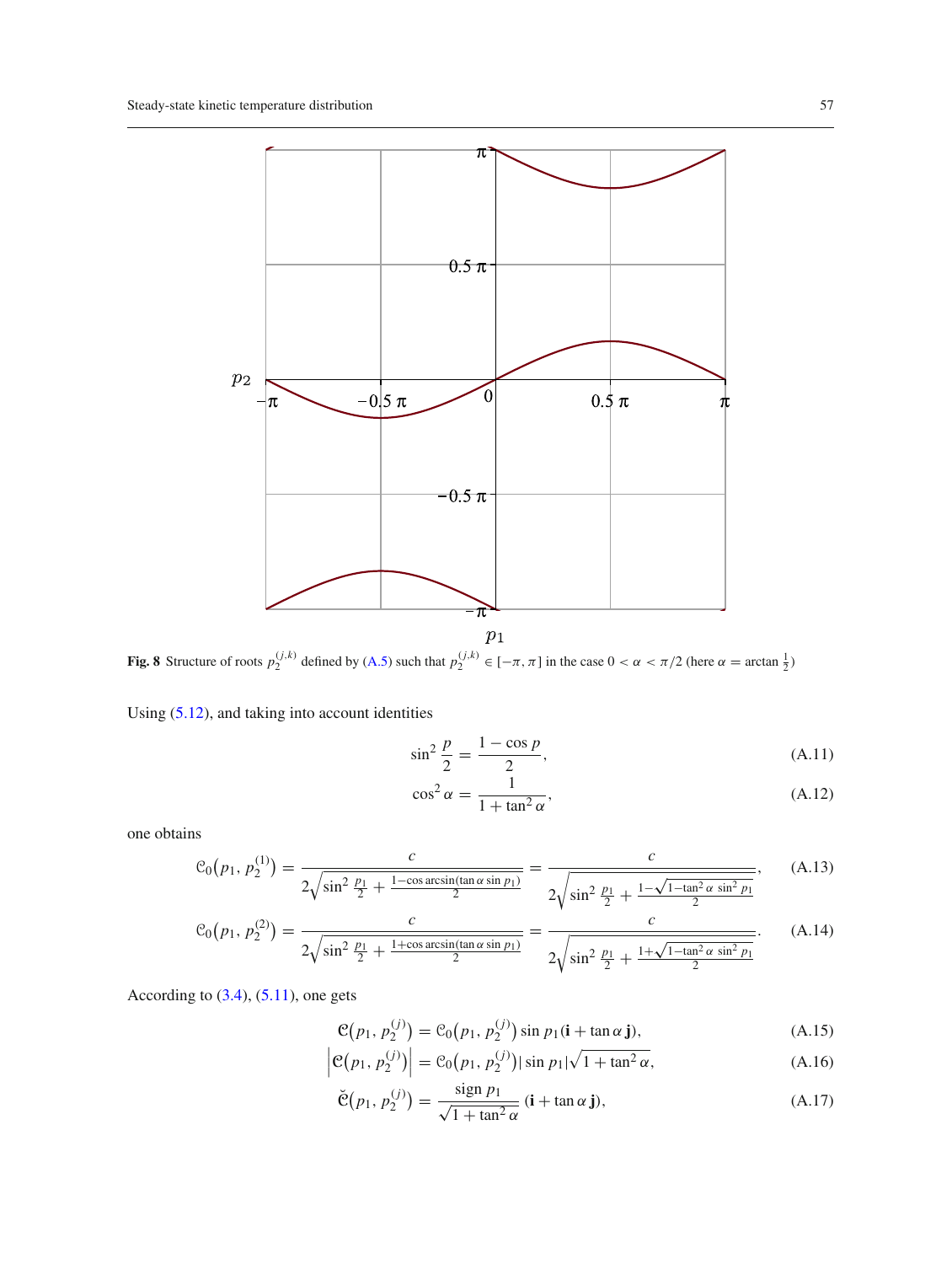**Fig. 8** Structure of roots $p_2^{(j,k)}$ defined by (A.5) such that $p_2^{(j,k)} \in [-\pi, \pi]$ in the case $0 < \alpha < \pi/2$ (here $\alpha = \arctan \frac{1}{2}$)

Using (5.12), and taking into account identities

$$\sin^2 \frac{p}{2} = \frac{1 - \cos p}{2}, \tag{A.11}$$

$$\cos^2 \alpha = \frac{1}{1 + \tan^2 \alpha}, \tag{A.12}$$

one obtains

$$\mathcal{C}_0\big(p_1, p_2^{(1)}\big) = \frac{c}{2\sqrt{\sin^2 \frac{p_1}{2} + \frac{1 - \cos \arcsin(\tan\alpha \sin p_1)}{2}}} = \frac{c}{2\sqrt{\sin^2 \frac{p_1}{2} + \frac{1 - \sqrt{1 - \tan^2\alpha \, \sin^2 p_1}}{2}}}, \tag{A.13}$$

$$\mathcal{C}_0\big(p_1, p_2^{(2)}\big) = \frac{c}{2\sqrt{\sin^2 \frac{p_1}{2} + \frac{1 + \cos \arcsin(\tan\alpha \sin p_1)}{2}}} = \frac{c}{2\sqrt{\sin^2 \frac{p_1}{2} + \frac{1 + \sqrt{1 - \tan^2\alpha \, \sin^2 p_1}}{2}}}. \tag{A.14}$$

According to (3.4), (5.11), one gets

$$\boldsymbol{\mathcal{C}}\big(p_1, p_2^{(j)}\big) = \mathcal{C}_0\big(p_1, p_2^{(j)}\big) \sin p_1 (\mathbf{i} + \tan\alpha\, \mathbf{j}), \tag{A.15}$$

$$\left|\boldsymbol{\mathcal{C}}\big(p_1, p_2^{(j)}\big)\right| = \mathcal{C}_0\big(p_1, p_2^{(j)}\big) |\sin p_1| \sqrt{1 + \tan^2\alpha}, \tag{A.16}$$

$$\breve{\boldsymbol{\mathcal{C}}}\big(p_1, p_2^{(j)}\big) = \frac{\operatorname{sign} p_1}{\sqrt{1 + \tan^2\alpha}} \, (\mathbf{i} + \tan\alpha\, \mathbf{j}), \tag{A.17}$$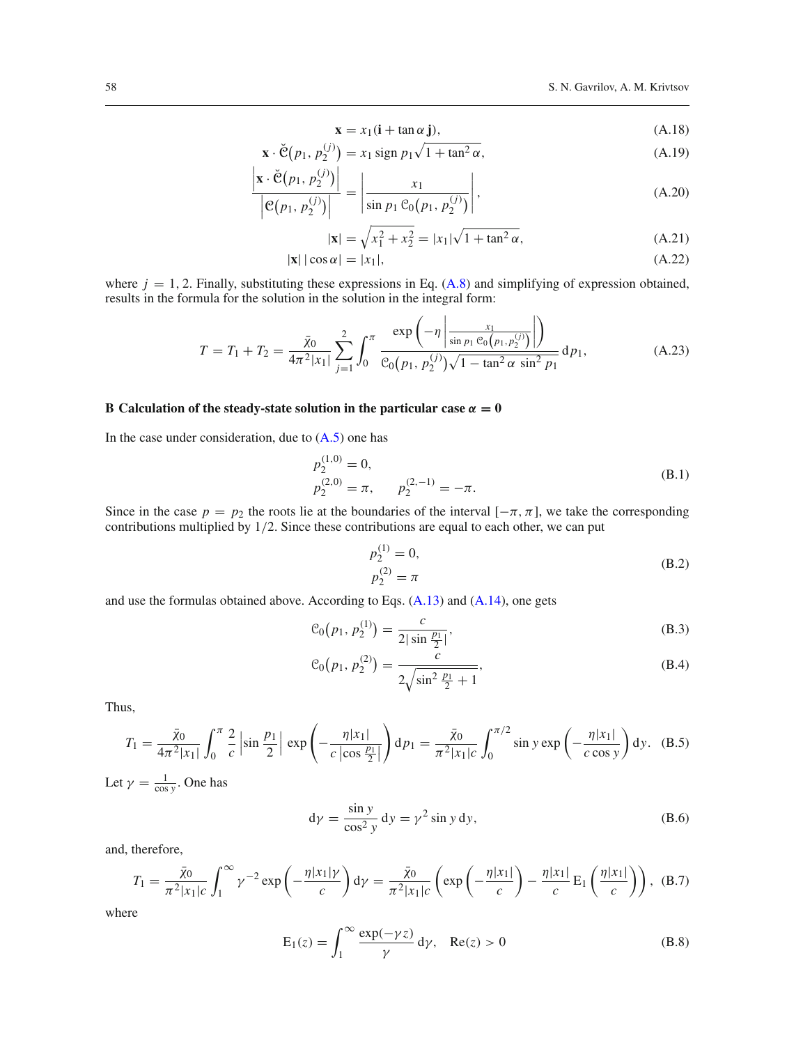$$\mathbf{x} = x_1(\mathbf{i} + \tan\alpha\,\mathbf{j}), \tag{A.18}$$

$$\mathbf{x}\cdot\breve{\mathfrak{C}}\big(p_1, p_2^{(j)}\big) = x_1 \operatorname{sign} p_1 \sqrt{1+\tan^2\alpha}, \tag{A.19}$$

$$\frac{\left|\mathbf{x}\cdot\breve{\mathfrak{C}}\big(p_1, p_2^{(j)}\big)\right|}{\left|\mathfrak{C}\big(p_1, p_2^{(j)}\big)\right|} = \left|\frac{x_1}{\sin p_1\,\mathfrak{C}_0\big(p_1, p_2^{(j)}\big)}\right|, \tag{A.20}$$

$$|\mathbf{x}| = \sqrt{x_1^2 + x_2^2} = |x_1|\sqrt{1+\tan^2\alpha}, \tag{A.21}$$

$$|\mathbf{x}|\,|\cos\alpha| = |x_1|, \tag{A.22}$$

where $j = 1, 2$. Finally, substituting these expressions in Eq. (A.8) and simplifying of expression obtained, results in the formula for the solution in the solution in the integral form:

$$T = T_1 + T_2 = \frac{\bar{\chi}_0}{4\pi^2|x_1|}\sum_{j=1}^{2}\int_0^{\pi}\frac{\exp\left(-\eta\left|\frac{x_1}{\sin p_1\,\mathfrak{C}_0\left(p_1, p_2^{(j)}\right)}\right|\right)}{\mathfrak{C}_0\big(p_1, p_2^{(j)}\big)\sqrt{1-\tan^2\alpha\,\sin^2 p_1}}\,\mathrm{d}p_1, \tag{A.23}$$

## B Calculation of the steady-state solution in the particular case $\alpha = 0$

In the case under consideration, due to (A.5) one has

$$p_2^{(1,0)} = 0, \qquad p_2^{(2,0)} = \pi, \qquad p_2^{(2,-1)} = -\pi. \tag{B.1}$$

Since in the case $p = p_2$ the roots lie at the boundaries of the interval $[-\pi, \pi]$, we take the corresponding contributions multiplied by $1/2$. Since these contributions are equal to each other, we can put

$$p_2^{(1)} = 0, \qquad p_2^{(2)} = \pi \tag{B.2}$$

and use the formulas obtained above. According to Eqs. (A.13) and (A.14), one gets

$$\mathfrak{C}_0\big(p_1, p_2^{(1)}\big) = \frac{c}{2|\sin\frac{p_1}{2}|}, \tag{B.3}$$

$$\mathfrak{C}_0\big(p_1, p_2^{(2)}\big) = \frac{c}{2\sqrt{\sin^2\frac{p_1}{2}+1}}, \tag{B.4}$$

Thus,

$$T_1 = \frac{\bar{\chi}_0}{4\pi^2|x_1|}\int_0^{\pi}\frac{2}{c}\left|\sin\frac{p_1}{2}\right|\exp\left(-\frac{\eta|x_1|}{c\left|\cos\frac{p_1}{2}\right|}\right)\mathrm{d}p_1 = \frac{\bar{\chi}_0}{\pi^2|x_1|c}\int_0^{\pi/2}\sin y\exp\left(-\frac{\eta|x_1|}{c\cos y}\right)\mathrm{d}y. \tag{B.5}$$

Let $\gamma = \frac{1}{\cos y}$. One has

$$\mathrm{d}\gamma = \frac{\sin y}{\cos^2 y}\,\mathrm{d}y = \gamma^2\sin y\,\mathrm{d}y, \tag{B.6}$$

and, therefore,

$$T_1 = \frac{\bar{\chi}_0}{\pi^2|x_1|c}\int_1^{\infty}\gamma^{-2}\exp\left(-\frac{\eta|x_1|\gamma}{c}\right)\mathrm{d}\gamma = \frac{\bar{\chi}_0}{\pi^2|x_1|c}\left(\exp\left(-\frac{\eta|x_1|}{c}\right) - \frac{\eta|x_1|}{c}\,\mathrm{E}_1\left(\frac{\eta|x_1|}{c}\right)\right), \tag{B.7}$$

where

$$\mathrm{E}_1(z) = \int_1^{\infty}\frac{\exp(-\gamma z)}{\gamma}\,\mathrm{d}\gamma, \quad \mathrm{Re}(z) > 0 \tag{B.8}$$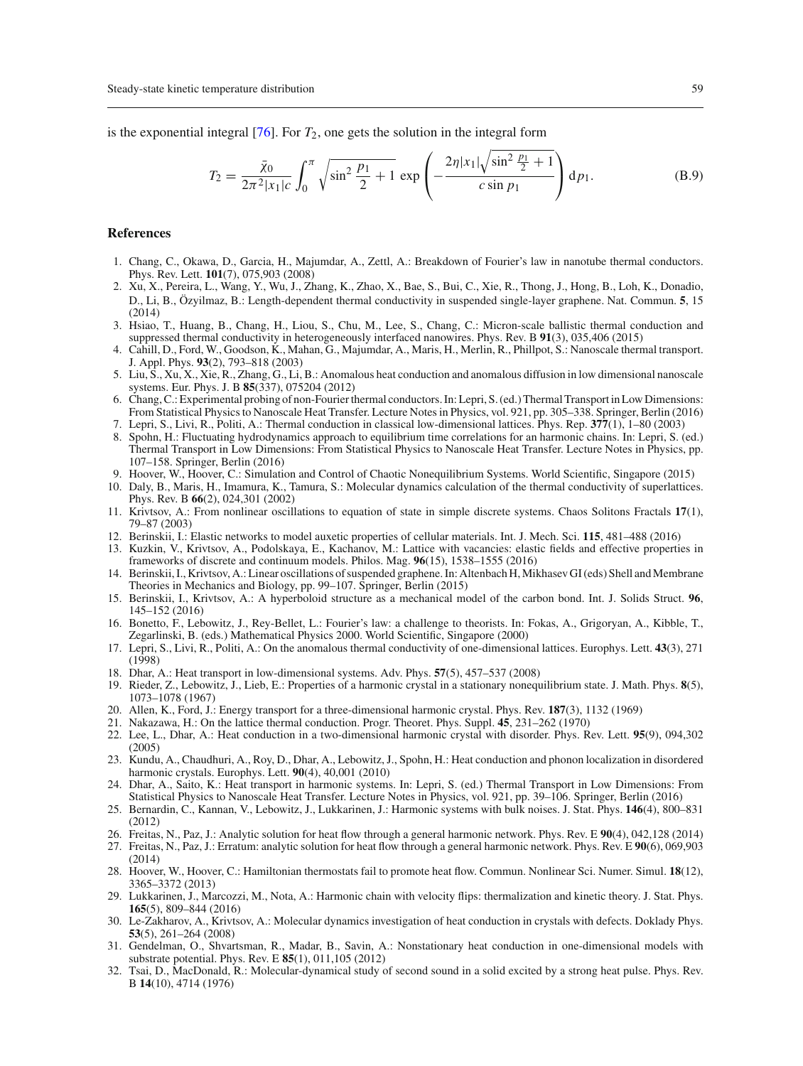is the exponential integral [76]. For $T_2$, one gets the solution in the integral form

$$T_2 = \frac{\bar{\chi}_0}{2\pi^2|x_1|c} \int_0^\pi \sqrt{\sin^2 \frac{p_1}{2} + 1} \, \exp\left( -\frac{2\eta|x_1|\sqrt{\sin^2 \frac{p_1}{2} + 1}}{c \sin p_1} \right) \mathrm{d}p_1. \tag{B.9}$$

## References

1. Chang, C., Okawa, D., Garcia, H., Majumdar, A., Zettl, A.: Breakdown of Fourier's law in nanotube thermal conductors. Phys. Rev. Lett. **101**(7), 075,903 (2008)
2. Xu, X., Pereira, L., Wang, Y., Wu, J., Zhang, K., Zhao, X., Bae, S., Bui, C., Xie, R., Thong, J., Hong, B., Loh, K., Donadio, D., Li, B., Özyilmaz, B.: Length-dependent thermal conductivity in suspended single-layer graphene. Nat. Commun. **5**, 15 (2014)
3. Hsiao, T., Huang, B., Chang, H., Liou, S., Chu, M., Lee, S., Chang, C.: Micron-scale ballistic thermal conduction and suppressed thermal conductivity in heterogeneously interfaced nanowires. Phys. Rev. B **91**(3), 035,406 (2015)
4. Cahill, D., Ford, W., Goodson, K., Mahan, G., Majumdar, A., Maris, H., Merlin, R., Phillpot, S.: Nanoscale thermal transport. J. Appl. Phys. **93**(2), 793–818 (2003)
5. Liu, S., Xu, X., Xie, R., Zhang, G., Li, B.: Anomalous heat conduction and anomalous diffusion in low dimensional nanoscale systems. Eur. Phys. J. B **85**(337), 075204 (2012)
6. Chang, C.: Experimental probing of non-Fourier thermal conductors. In: Lepri, S. (ed.) Thermal Transport in Low Dimensions: From Statistical Physics to Nanoscale Heat Transfer. Lecture Notes in Physics, vol. 921, pp. 305–338. Springer, Berlin (2016)
7. Lepri, S., Livi, R., Politi, A.: Thermal conduction in classical low-dimensional lattices. Phys. Rep. **377**(1), 1–80 (2003)
8. Spohn, H.: Fluctuating hydrodynamics approach to equilibrium time correlations for an harmonic chains. In: Lepri, S. (ed.) Thermal Transport in Low Dimensions: From Statistical Physics to Nanoscale Heat Transfer. Lecture Notes in Physics, pp. 107–158. Springer, Berlin (2016)
9. Hoover, W., Hoover, C.: Simulation and Control of Chaotic Nonequilibrium Systems. World Scientific, Singapore (2015)
10. Daly, B., Maris, H., Imamura, K., Tamura, S.: Molecular dynamics calculation of the thermal conductivity of superlattices. Phys. Rev. B **66**(2), 024,301 (2002)
11. Krivtsov, A.: From nonlinear oscillations to equation of state in simple discrete systems. Chaos Solitons Fractals **17**(1), 79–87 (2003)
12. Berinskii, I.: Elastic networks to model auxetic properties of cellular materials. Int. J. Mech. Sci. **115**, 481–488 (2016)
13. Kuzkin, V., Krivtsov, A., Podolskaya, E., Kachanov, M.: Lattice with vacancies: elastic fields and effective properties in frameworks of discrete and continuum models. Philos. Mag. **96**(15), 1538–1555 (2016)
14. Berinskii, I., Krivtsov, A.: Linear oscillations of suspended graphene. In: Altenbach H, Mikhasev GI (eds) Shell and Membrane Theories in Mechanics and Biology, pp. 99–107. Springer, Berlin (2015)
15. Berinskii, I., Krivtsov, A.: A hyperboloid structure as a mechanical model of the carbon bond. Int. J. Solids Struct. **96**, 145–152 (2016)
16. Bonetto, F., Lebowitz, J., Rey-Bellet, L.: Fourier's law: a challenge to theorists. In: Fokas, A., Grigoryan, A., Kibble, T., Zegarlinski, B. (eds.) Mathematical Physics 2000. World Scientific, Singapore (2000)
17. Lepri, S., Livi, R., Politi, A.: On the anomalous thermal conductivity of one-dimensional lattices. Europhys. Lett. **43**(3), 271 (1998)
18. Dhar, A.: Heat transport in low-dimensional systems. Adv. Phys. **57**(5), 457–537 (2008)
19. Rieder, Z., Lebowitz, J., Lieb, E.: Properties of a harmonic crystal in a stationary nonequilibrium state. J. Math. Phys. **8**(5), 1073–1078 (1967)
20. Allen, K., Ford, J.: Energy transport for a three-dimensional harmonic crystal. Phys. Rev. **187**(3), 1132 (1969)
21. Nakazawa, H.: On the lattice thermal conduction. Progr. Theoret. Phys. Suppl. **45**, 231–262 (1970)
22. Lee, L., Dhar, A.: Heat conduction in a two-dimensional harmonic crystal with disorder. Phys. Rev. Lett. **95**(9), 094,302 (2005)
23. Kundu, A., Chaudhuri, A., Roy, D., Dhar, A., Lebowitz, J., Spohn, H.: Heat conduction and phonon localization in disordered harmonic crystals. Europhys. Lett. **90**(4), 40,001 (2010)
24. Dhar, A., Saito, K.: Heat transport in harmonic systems. In: Lepri, S. (ed.) Thermal Transport in Low Dimensions: From Statistical Physics to Nanoscale Heat Transfer. Lecture Notes in Physics, vol. 921, pp. 39–106. Springer, Berlin (2016)
25. Bernardin, C., Kannan, V., Lebowitz, J., Lukkarinen, J.: Harmonic systems with bulk noises. J. Stat. Phys. **146**(4), 800–831 (2012)
26. Freitas, N., Paz, J.: Analytic solution for heat flow through a general harmonic network. Phys. Rev. E **90**(4), 042,128 (2014)
27. Freitas, N., Paz, J.: Erratum: analytic solution for heat flow through a general harmonic network. Phys. Rev. E **90**(6), 069,903 (2014)
28. Hoover, W., Hoover, C.: Hamiltonian thermostats fail to promote heat flow. Commun. Nonlinear Sci. Numer. Simul. **18**(12), 3365–3372 (2013)
29. Lukkarinen, J., Marcozzi, M., Nota, A.: Harmonic chain with velocity flips: thermalization and kinetic theory. J. Stat. Phys. **165**(5), 809–844 (2016)
30. Le-Zakharov, A., Krivtsov, A.: Molecular dynamics investigation of heat conduction in crystals with defects. Doklady Phys. **53**(5), 261–264 (2008)
31. Gendelman, O., Shvartsman, R., Madar, B., Savin, A.: Nonstationary heat conduction in one-dimensional models with substrate potential. Phys. Rev. E **85**(1), 011,105 (2012)
32. Tsai, D., MacDonald, R.: Molecular-dynamical study of second sound in a solid excited by a strong heat pulse. Phys. Rev. B **14**(10), 4714 (1976)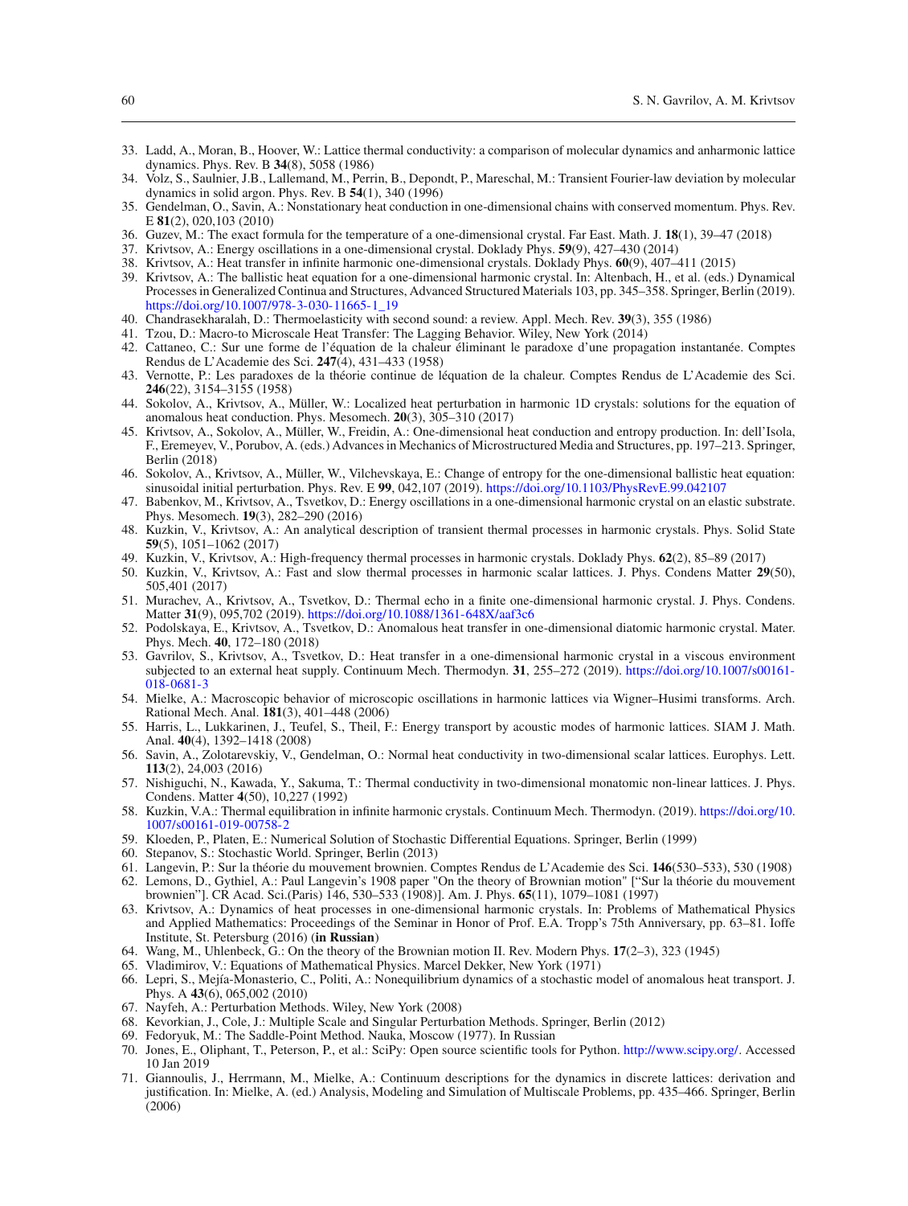33. Ladd, A., Moran, B., Hoover, W.: Lattice thermal conductivity: a comparison of molecular dynamics and anharmonic lattice dynamics. Phys. Rev. B **34**(8), 5058 (1986)
34. Volz, S., Saulnier, J.B., Lallemand, M., Perrin, B., Depondt, P., Mareschal, M.: Transient Fourier-law deviation by molecular dynamics in solid argon. Phys. Rev. B **54**(1), 340 (1996)
35. Gendelman, O., Savin, A.: Nonstationary heat conduction in one-dimensional chains with conserved momentum. Phys. Rev. E **81**(2), 020,103 (2010)
36. Guzev, M.: The exact formula for the temperature of a one-dimensional crystal. Far East. Math. J. **18**(1), 39–47 (2018)
37. Krivtsov, A.: Energy oscillations in a one-dimensional crystal. Doklady Phys. **59**(9), 427–430 (2014)
38. Krivtsov, A.: Heat transfer in infinite harmonic one-dimensional crystals. Doklady Phys. **60**(9), 407–411 (2015)
39. Krivtsov, A.: The ballistic heat equation for a one-dimensional harmonic crystal. In: Altenbach, H., et al. (eds.) Dynamical Processes in Generalized Continua and Structures, Advanced Structured Materials 103, pp. 345–358. Springer, Berlin (2019). https://doi.org/10.1007/978-3-030-11665-1_19
40. Chandrasekharalah, D.: Thermoelasticity with second sound: a review. Appl. Mech. Rev. **39**(3), 355 (1986)
41. Tzou, D.: Macro-to Microscale Heat Transfer: The Lagging Behavior. Wiley, New York (2014)
42. Cattaneo, C.: Sur une forme de l'équation de la chaleur éliminant le paradoxe d'une propagation instantanée. Comptes Rendus de L'Academie des Sci. **247**(4), 431–433 (1958)
43. Vernotte, P.: Les paradoxes de la théorie continue de léquation de la chaleur. Comptes Rendus de L'Academie des Sci. **246**(22), 3154–3155 (1958)
44. Sokolov, A., Krivtsov, A., Müller, W.: Localized heat perturbation in harmonic 1D crystals: solutions for the equation of anomalous heat conduction. Phys. Mesomech. **20**(3), 305–310 (2017)
45. Krivtsov, A., Sokolov, A., Müller, W., Freidin, A.: One-dimensional heat conduction and entropy production. In: dell'Isola, F., Eremeyev, V., Porubov, A. (eds.) Advances in Mechanics of Microstructured Media and Structures, pp. 197–213. Springer, Berlin (2018)
46. Sokolov, A., Krivtsov, A., Müller, W., Vilchevskaya, E.: Change of entropy for the one-dimensional ballistic heat equation: sinusoidal initial perturbation. Phys. Rev. E **99**, 042,107 (2019). https://doi.org/10.1103/PhysRevE.99.042107
47. Babenkov, M., Krivtsov, A., Tsvetkov, D.: Energy oscillations in a one-dimensional harmonic crystal on an elastic substrate. Phys. Mesomech. **19**(3), 282–290 (2016)
48. Kuzkin, V., Krivtsov, A.: An analytical description of transient thermal processes in harmonic crystals. Phys. Solid State **59**(5), 1051–1062 (2017)
49. Kuzkin, V., Krivtsov, A.: High-frequency thermal processes in harmonic crystals. Doklady Phys. **62**(2), 85–89 (2017)
50. Kuzkin, V., Krivtsov, A.: Fast and slow thermal processes in harmonic scalar lattices. J. Phys. Condens Matter **29**(50), 505,401 (2017)
51. Murachev, A., Krivtsov, A., Tsvetkov, D.: Thermal echo in a finite one-dimensional harmonic crystal. J. Phys. Condens. Matter **31**(9), 095,702 (2019). https://doi.org/10.1088/1361-648X/aaf3c6
52. Podolskaya, E., Krivtsov, A., Tsvetkov, D.: Anomalous heat transfer in one-dimensional diatomic harmonic crystal. Mater. Phys. Mech. **40**, 172–180 (2018)
53. Gavrilov, S., Krivtsov, A., Tsvetkov, D.: Heat transfer in a one-dimensional harmonic crystal in a viscous environment subjected to an external heat supply. Continuum Mech. Thermodyn. **31**, 255–272 (2019). https://doi.org/10.1007/s00161-018-0681-3
54. Mielke, A.: Macroscopic behavior of microscopic oscillations in harmonic lattices via Wigner–Husimi transforms. Arch. Rational Mech. Anal. **181**(3), 401–448 (2006)
55. Harris, L., Lukkarinen, J., Teufel, S., Theil, F.: Energy transport by acoustic modes of harmonic lattices. SIAM J. Math. Anal. **40**(4), 1392–1418 (2008)
56. Savin, A., Zolotarevskiy, V., Gendelman, O.: Normal heat conductivity in two-dimensional scalar lattices. Europhys. Lett. **113**(2), 24,003 (2016)
57. Nishiguchi, N., Kawada, Y., Sakuma, T.: Thermal conductivity in two-dimensional monatomic non-linear lattices. J. Phys. Condens. Matter **4**(50), 10,227 (1992)
58. Kuzkin, V.A.: Thermal equilibration in infinite harmonic crystals. Continuum Mech. Thermodyn. (2019). https://doi.org/10.1007/s00161-019-00758-2
59. Kloeden, P., Platen, E.: Numerical Solution of Stochastic Differential Equations. Springer, Berlin (1999)
60. Stepanov, S.: Stochastic World. Springer, Berlin (2013)
61. Langevin, P.: Sur la théorie du mouvement brownien. Comptes Rendus de L'Academie des Sci. **146**(530–533), 530 (1908)
62. Lemons, D., Gythiel, A.: Paul Langevin's 1908 paper "On the theory of Brownian motion" ["Sur la théorie du mouvement brownien"]. CR Acad. Sci.(Paris) 146, 530–533 (1908)]. Am. J. Phys. **65**(11), 1079–1081 (1997)
63. Krivtsov, A.: Dynamics of heat processes in one-dimensional harmonic crystals. In: Problems of Mathematical Physics and Applied Mathematics: Proceedings of the Seminar in Honor of Prof. E.A. Tropp's 75th Anniversary, pp. 63–81. Ioffe Institute, St. Petersburg (2016) (**in Russian**)
64. Wang, M., Uhlenbeck, G.: On the theory of the Brownian motion II. Rev. Modern Phys. **17**(2–3), 323 (1945)
65. Vladimirov, V.: Equations of Mathematical Physics. Marcel Dekker, New York (1971)
66. Lepri, S., Mejía-Monasterio, C., Politi, A.: Nonequilibrium dynamics of a stochastic model of anomalous heat transport. J. Phys. A **43**(6), 065,002 (2010)
67. Nayfeh, A.: Perturbation Methods. Wiley, New York (2008)
68. Kevorkian, J., Cole, J.: Multiple Scale and Singular Perturbation Methods. Springer, Berlin (2012)
69. Fedoryuk, M.: The Saddle-Point Method. Nauka, Moscow (1977). In Russian
70. Jones, E., Oliphant, T., Peterson, P., et al.: SciPy: Open source scientific tools for Python. http://www.scipy.org/. Accessed 10 Jan 2019
71. Giannoulis, J., Herrmann, M., Mielke, A.: Continuum descriptions for the dynamics in discrete lattices: derivation and justification. In: Mielke, A. (ed.) Analysis, Modeling and Simulation of Multiscale Problems, pp. 435–466. Springer, Berlin (2006)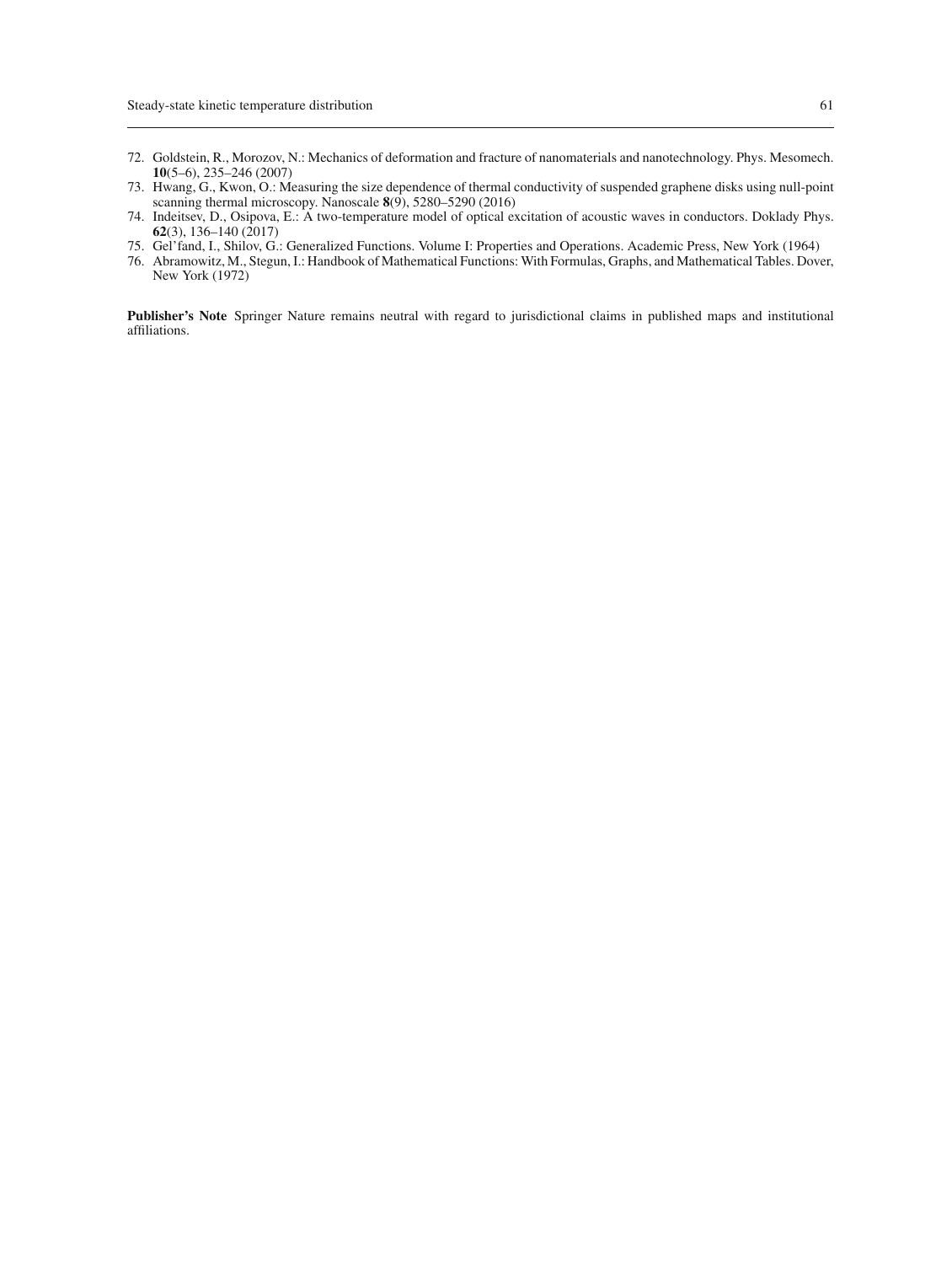72. Goldstein, R., Morozov, N.: Mechanics of deformation and fracture of nanomaterials and nanotechnology. Phys. Mesomech. **10**(5–6), 235–246 (2007)
73. Hwang, G., Kwon, O.: Measuring the size dependence of thermal conductivity of suspended graphene disks using null-point scanning thermal microscopy. Nanoscale **8**(9), 5280–5290 (2016)
74. Indeitsev, D., Osipova, E.: A two-temperature model of optical excitation of acoustic waves in conductors. Doklady Phys. **62**(3), 136–140 (2017)
75. Gel'fand, I., Shilov, G.: Generalized Functions. Volume I: Properties and Operations. Academic Press, New York (1964)
76. Abramowitz, M., Stegun, I.: Handbook of Mathematical Functions: With Formulas, Graphs, and Mathematical Tables. Dover, New York (1972)

**Publisher's Note** Springer Nature remains neutral with regard to jurisdictional claims in published maps and institutional affiliations.